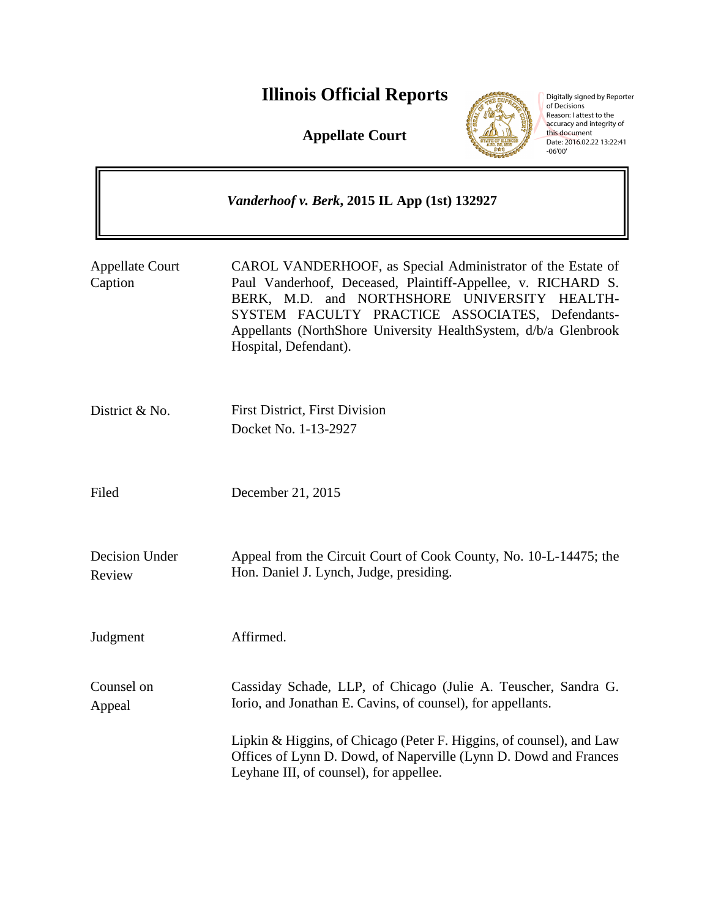# Illinois Official Reports

**Appellate Court**

Digitally signed by Reporter of Decisions
Reason: I attest to the accuracy and integrity of this document
Date: 2016.02.22 13:22:41 -06'00'

***Vanderhoof v. Berk*, 2015 IL App (1st) 132927**

| | |
|---|---|
| Appellate Court Caption | CAROL VANDERHOOF, as Special Administrator of the Estate of Paul Vanderhoof, Deceased, Plaintiff-Appellee, v. RICHARD S. BERK, M.D. and NORTHSHORE UNIVERSITY HEALTH-SYSTEM FACULTY PRACTICE ASSOCIATES, Defendants-Appellants (NorthShore University HealthSystem, d/b/a Glenbrook Hospital, Defendant). |
| District & No. | First District, First Division<br>Docket No. 1-13-2927 |
| Filed | December 21, 2015 |
| Decision Under Review | Appeal from the Circuit Court of Cook County, No. 10-L-14475; the Hon. Daniel J. Lynch, Judge, presiding. |
| Judgment | Affirmed. |
| Counsel on Appeal | Cassiday Schade, LLP, of Chicago (Julie A. Teuscher, Sandra G. Iorio, and Jonathan E. Cavins, of counsel), for appellants.<br><br>Lipkin & Higgins, of Chicago (Peter F. Higgins, of counsel), and Law Offices of Lynn D. Dowd, of Naperville (Lynn D. Dowd and Frances Leyhane III, of counsel), for appellee. |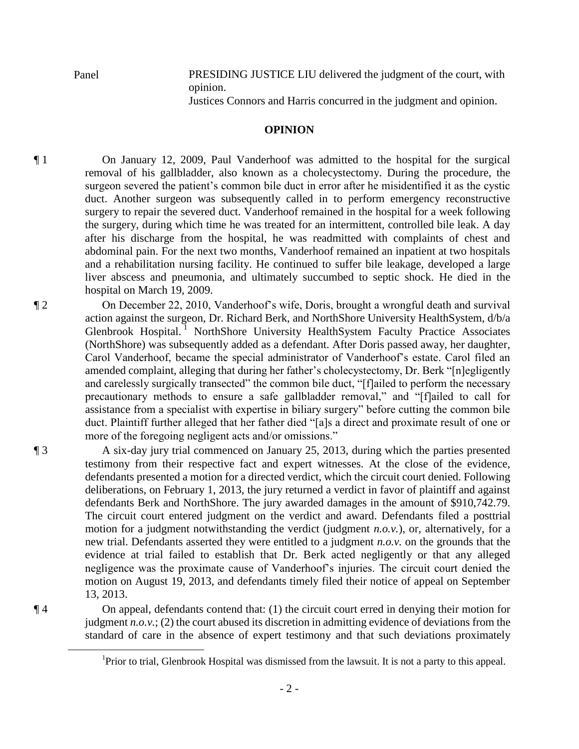Panel PRESIDING JUSTICE LIU delivered the judgment of the court, with opinion.
Justices Connors and Harris concurred in the judgment and opinion.

## OPINION

¶ 1 On January 12, 2009, Paul Vanderhoof was admitted to the hospital for the surgical removal of his gallbladder, also known as a cholecystectomy. During the procedure, the surgeon severed the patient's common bile duct in error after he misidentified it as the cystic duct. Another surgeon was subsequently called in to perform emergency reconstructive surgery to repair the severed duct. Vanderhoof remained in the hospital for a week following the surgery, during which time he was treated for an intermittent, controlled bile leak. A day after his discharge from the hospital, he was readmitted with complaints of chest and abdominal pain. For the next two months, Vanderhoof remained an inpatient at two hospitals and a rehabilitation nursing facility. He continued to suffer bile leakage, developed a large liver abscess and pneumonia, and ultimately succumbed to septic shock. He died in the hospital on March 19, 2009.

¶ 2 On December 22, 2010, Vanderhoof's wife, Doris, brought a wrongful death and survival action against the surgeon, Dr. Richard Berk, and NorthShore University HealthSystem, d/b/a Glenbrook Hospital.[1] NorthShore University HealthSystem Faculty Practice Associates (NorthShore) was subsequently added as a defendant. After Doris passed away, her daughter, Carol Vanderhoof, became the special administrator of Vanderhoof's estate. Carol filed an amended complaint, alleging that during her father's cholecystectomy, Dr. Berk "[n]egligently and carelessly surgically transected" the common bile duct, "[f]ailed to perform the necessary precautionary methods to ensure a safe gallbladder removal," and "[f]ailed to call for assistance from a specialist with expertise in biliary surgery" before cutting the common bile duct. Plaintiff further alleged that her father died "[a]s a direct and proximate result of one or more of the foregoing negligent acts and/or omissions."

¶ 3 A six-day jury trial commenced on January 25, 2013, during which the parties presented testimony from their respective fact and expert witnesses. At the close of the evidence, defendants presented a motion for a directed verdict, which the circuit court denied. Following deliberations, on February 1, 2013, the jury returned a verdict in favor of plaintiff and against defendants Berk and NorthShore. The jury awarded damages in the amount of $910,742.79. The circuit court entered judgment on the verdict and award. Defendants filed a posttrial motion for a judgment notwithstanding the verdict (judgment *n.o.v.*), or, alternatively, for a new trial. Defendants asserted they were entitled to a judgment *n.o.v.* on the grounds that the evidence at trial failed to establish that Dr. Berk acted negligently or that any alleged negligence was the proximate cause of Vanderhoof's injuries. The circuit court denied the motion on August 19, 2013, and defendants timely filed their notice of appeal on September 13, 2013.

¶ 4 On appeal, defendants contend that: (1) the circuit court erred in denying their motion for judgment *n.o.v.*; (2) the court abused its discretion in admitting evidence of deviations from the standard of care in the absence of expert testimony and that such deviations proximately

[1]Prior to trial, Glenbrook Hospital was dismissed from the lawsuit. It is not a party to this appeal.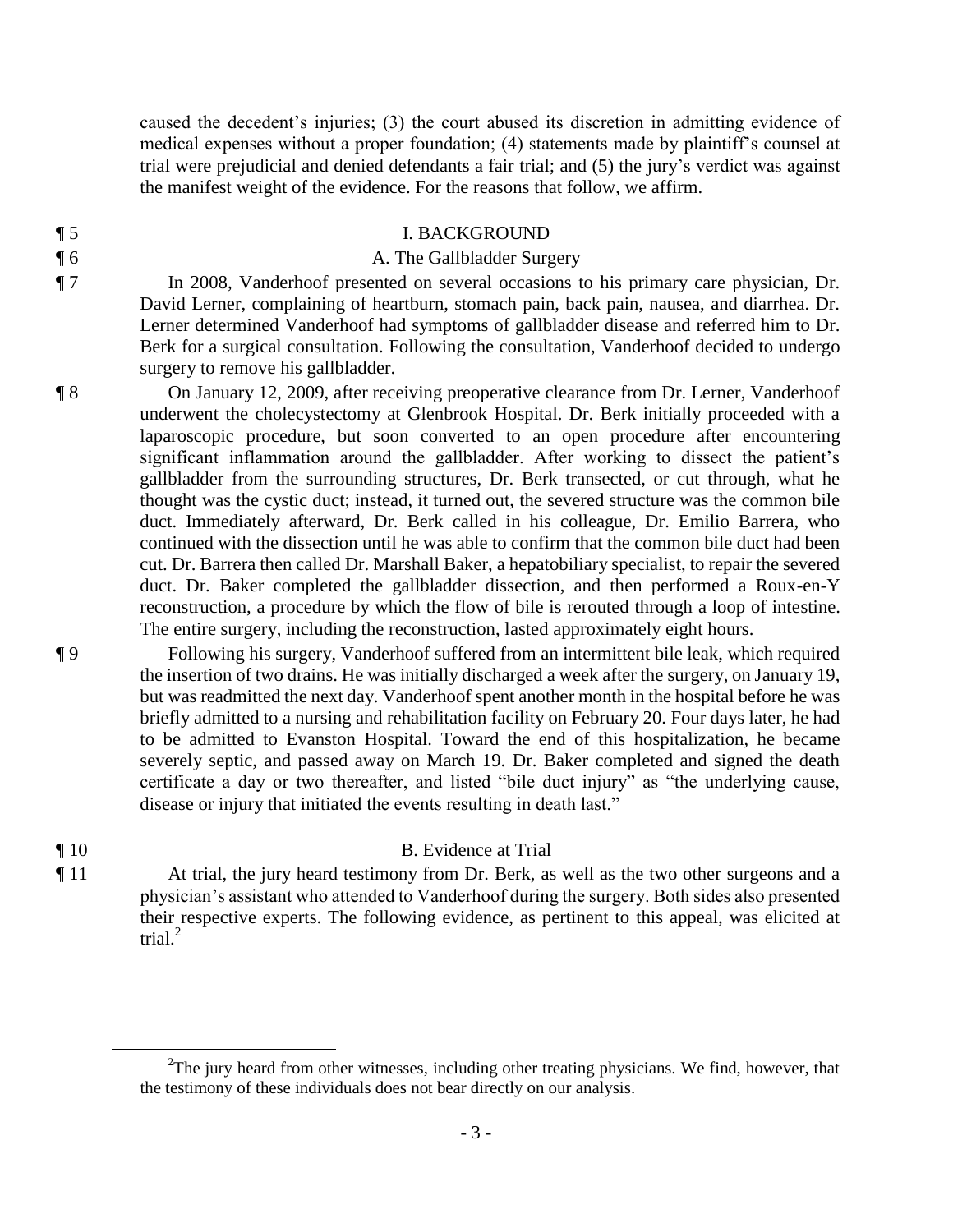caused the decedent's injuries; (3) the court abused its discretion in admitting evidence of medical expenses without a proper foundation; (4) statements made by plaintiff's counsel at trial were prejudicial and denied defendants a fair trial; and (5) the jury's verdict was against the manifest weight of the evidence. For the reasons that follow, we affirm.

¶ 5 I. BACKGROUND

¶ 6 A. The Gallbladder Surgery

¶ 7 In 2008, Vanderhoof presented on several occasions to his primary care physician, Dr. David Lerner, complaining of heartburn, stomach pain, back pain, nausea, and diarrhea. Dr. Lerner determined Vanderhoof had symptoms of gallbladder disease and referred him to Dr. Berk for a surgical consultation. Following the consultation, Vanderhoof decided to undergo surgery to remove his gallbladder.

¶ 8 On January 12, 2009, after receiving preoperative clearance from Dr. Lerner, Vanderhoof underwent the cholecystectomy at Glenbrook Hospital. Dr. Berk initially proceeded with a laparoscopic procedure, but soon converted to an open procedure after encountering significant inflammation around the gallbladder. After working to dissect the patient's gallbladder from the surrounding structures, Dr. Berk transected, or cut through, what he thought was the cystic duct; instead, it turned out, the severed structure was the common bile duct. Immediately afterward, Dr. Berk called in his colleague, Dr. Emilio Barrera, who continued with the dissection until he was able to confirm that the common bile duct had been cut. Dr. Barrera then called Dr. Marshall Baker, a hepatobiliary specialist, to repair the severed duct. Dr. Baker completed the gallbladder dissection, and then performed a Roux-en-Y reconstruction, a procedure by which the flow of bile is rerouted through a loop of intestine. The entire surgery, including the reconstruction, lasted approximately eight hours.

¶ 9 Following his surgery, Vanderhoof suffered from an intermittent bile leak, which required the insertion of two drains. He was initially discharged a week after the surgery, on January 19, but was readmitted the next day. Vanderhoof spent another month in the hospital before he was briefly admitted to a nursing and rehabilitation facility on February 20. Four days later, he had to be admitted to Evanston Hospital. Toward the end of this hospitalization, he became severely septic, and passed away on March 19. Dr. Baker completed and signed the death certificate a day or two thereafter, and listed "bile duct injury" as "the underlying cause, disease or injury that initiated the events resulting in death last."

¶ 10 B. Evidence at Trial

¶ 11 At trial, the jury heard testimony from Dr. Berk, as well as the two other surgeons and a physician's assistant who attended to Vanderhoof during the surgery. Both sides also presented their respective experts. The following evidence, as pertinent to this appeal, was elicited at trial.[2]

[2] The jury heard from other witnesses, including other treating physicians. We find, however, that the testimony of these individuals does not bear directly on our analysis.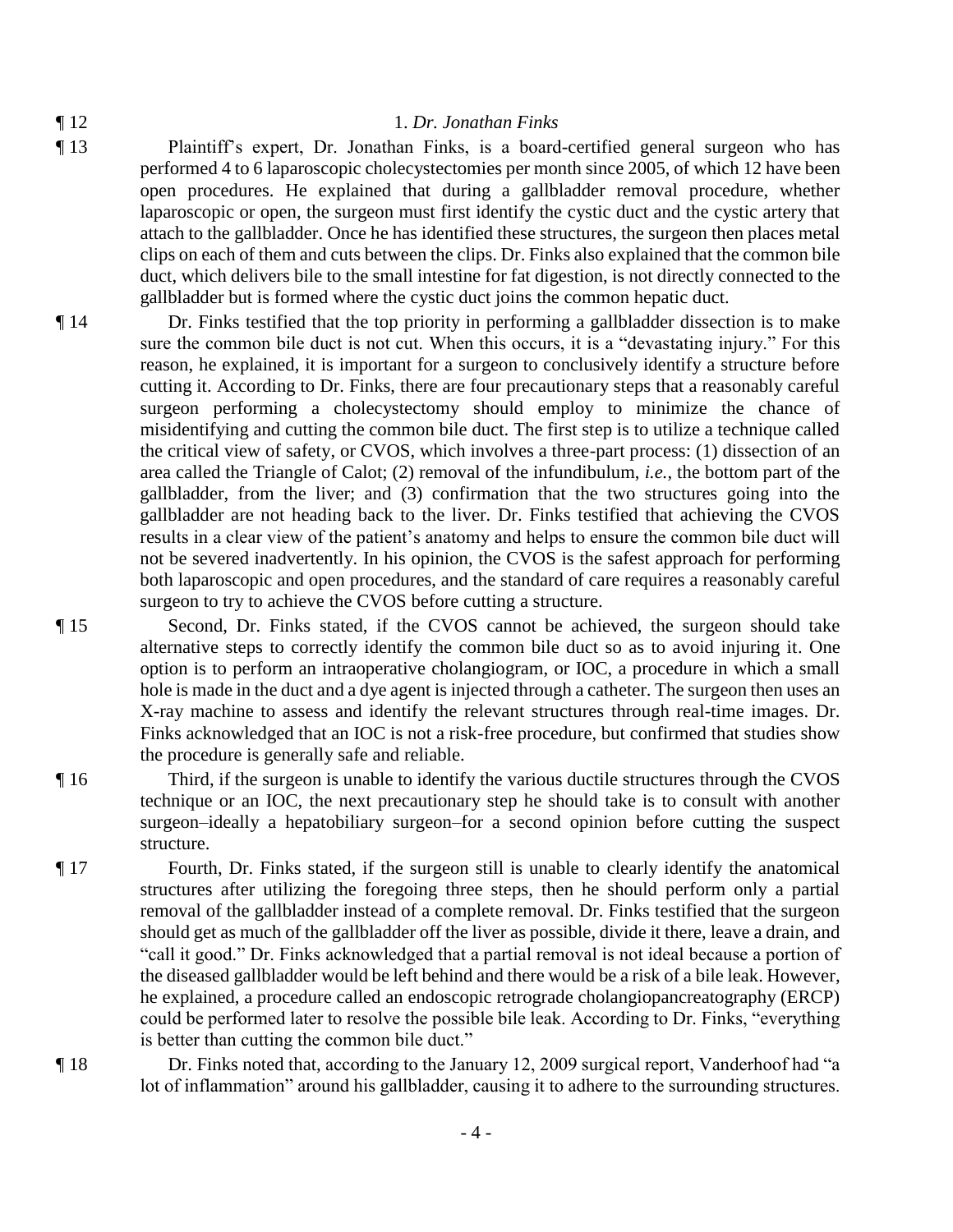¶ 12 1. *Dr. Jonathan Finks*

¶ 13 Plaintiff's expert, Dr. Jonathan Finks, is a board-certified general surgeon who has performed 4 to 6 laparoscopic cholecystectomies per month since 2005, of which 12 have been open procedures. He explained that during a gallbladder removal procedure, whether laparoscopic or open, the surgeon must first identify the cystic duct and the cystic artery that attach to the gallbladder. Once he has identified these structures, the surgeon then places metal clips on each of them and cuts between the clips. Dr. Finks also explained that the common bile duct, which delivers bile to the small intestine for fat digestion, is not directly connected to the gallbladder but is formed where the cystic duct joins the common hepatic duct.

¶ 14 Dr. Finks testified that the top priority in performing a gallbladder dissection is to make sure the common bile duct is not cut. When this occurs, it is a "devastating injury." For this reason, he explained, it is important for a surgeon to conclusively identify a structure before cutting it. According to Dr. Finks, there are four precautionary steps that a reasonably careful surgeon performing a cholecystectomy should employ to minimize the chance of misidentifying and cutting the common bile duct. The first step is to utilize a technique called the critical view of safety, or CVOS, which involves a three-part process: (1) dissection of an area called the Triangle of Calot; (2) removal of the infundibulum, *i.e.*, the bottom part of the gallbladder, from the liver; and (3) confirmation that the two structures going into the gallbladder are not heading back to the liver. Dr. Finks testified that achieving the CVOS results in a clear view of the patient's anatomy and helps to ensure the common bile duct will not be severed inadvertently. In his opinion, the CVOS is the safest approach for performing both laparoscopic and open procedures, and the standard of care requires a reasonably careful surgeon to try to achieve the CVOS before cutting a structure.

¶ 15 Second, Dr. Finks stated, if the CVOS cannot be achieved, the surgeon should take alternative steps to correctly identify the common bile duct so as to avoid injuring it. One option is to perform an intraoperative cholangiogram, or IOC, a procedure in which a small hole is made in the duct and a dye agent is injected through a catheter. The surgeon then uses an X-ray machine to assess and identify the relevant structures through real-time images. Dr. Finks acknowledged that an IOC is not a risk-free procedure, but confirmed that studies show the procedure is generally safe and reliable.

¶ 16 Third, if the surgeon is unable to identify the various ductile structures through the CVOS technique or an IOC, the next precautionary step he should take is to consult with another surgeon–ideally a hepatobiliary surgeon–for a second opinion before cutting the suspect structure.

¶ 17 Fourth, Dr. Finks stated, if the surgeon still is unable to clearly identify the anatomical structures after utilizing the foregoing three steps, then he should perform only a partial removal of the gallbladder instead of a complete removal. Dr. Finks testified that the surgeon should get as much of the gallbladder off the liver as possible, divide it there, leave a drain, and "call it good." Dr. Finks acknowledged that a partial removal is not ideal because a portion of the diseased gallbladder would be left behind and there would be a risk of a bile leak. However, he explained, a procedure called an endoscopic retrograde cholangiopancreatography (ERCP) could be performed later to resolve the possible bile leak. According to Dr. Finks, "everything is better than cutting the common bile duct."

¶ 18 Dr. Finks noted that, according to the January 12, 2009 surgical report, Vanderhoof had "a lot of inflammation" around his gallbladder, causing it to adhere to the surrounding structures.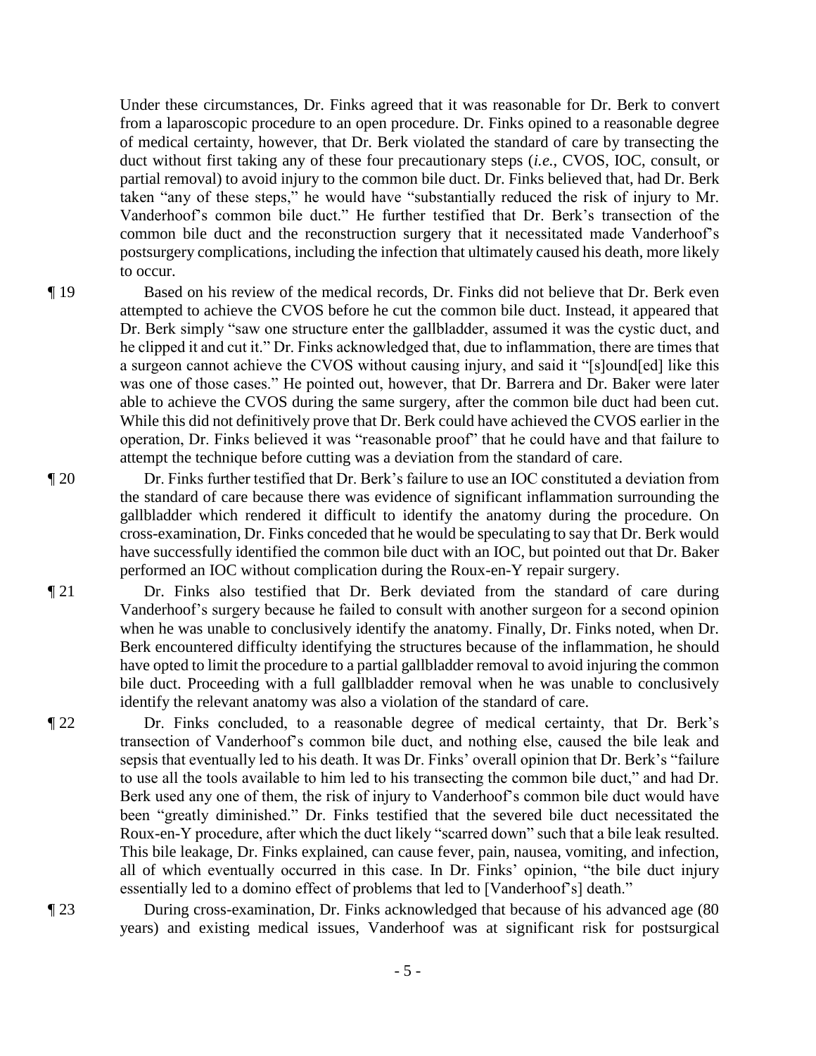Under these circumstances, Dr. Finks agreed that it was reasonable for Dr. Berk to convert from a laparoscopic procedure to an open procedure. Dr. Finks opined to a reasonable degree of medical certainty, however, that Dr. Berk violated the standard of care by transecting the duct without first taking any of these four precautionary steps (*i.e.*, CVOS, IOC, consult, or partial removal) to avoid injury to the common bile duct. Dr. Finks believed that, had Dr. Berk taken "any of these steps," he would have "substantially reduced the risk of injury to Mr. Vanderhoof's common bile duct." He further testified that Dr. Berk's transection of the common bile duct and the reconstruction surgery that it necessitated made Vanderhoof's postsurgery complications, including the infection that ultimately caused his death, more likely to occur.

¶ 19 Based on his review of the medical records, Dr. Finks did not believe that Dr. Berk even attempted to achieve the CVOS before he cut the common bile duct. Instead, it appeared that Dr. Berk simply "saw one structure enter the gallbladder, assumed it was the cystic duct, and he clipped it and cut it." Dr. Finks acknowledged that, due to inflammation, there are times that a surgeon cannot achieve the CVOS without causing injury, and said it "[s]ound[ed] like this was one of those cases." He pointed out, however, that Dr. Barrera and Dr. Baker were later able to achieve the CVOS during the same surgery, after the common bile duct had been cut. While this did not definitively prove that Dr. Berk could have achieved the CVOS earlier in the operation, Dr. Finks believed it was "reasonable proof" that he could have and that failure to attempt the technique before cutting was a deviation from the standard of care.

¶ 20 Dr. Finks further testified that Dr. Berk's failure to use an IOC constituted a deviation from the standard of care because there was evidence of significant inflammation surrounding the gallbladder which rendered it difficult to identify the anatomy during the procedure. On cross-examination, Dr. Finks conceded that he would be speculating to say that Dr. Berk would have successfully identified the common bile duct with an IOC, but pointed out that Dr. Baker performed an IOC without complication during the Roux-en-Y repair surgery.

¶ 21 Dr. Finks also testified that Dr. Berk deviated from the standard of care during Vanderhoof's surgery because he failed to consult with another surgeon for a second opinion when he was unable to conclusively identify the anatomy. Finally, Dr. Finks noted, when Dr. Berk encountered difficulty identifying the structures because of the inflammation, he should have opted to limit the procedure to a partial gallbladder removal to avoid injuring the common bile duct. Proceeding with a full gallbladder removal when he was unable to conclusively identify the relevant anatomy was also a violation of the standard of care.

¶ 22 Dr. Finks concluded, to a reasonable degree of medical certainty, that Dr. Berk's transection of Vanderhoof's common bile duct, and nothing else, caused the bile leak and sepsis that eventually led to his death. It was Dr. Finks' overall opinion that Dr. Berk's "failure to use all the tools available to him led to his transecting the common bile duct," and had Dr. Berk used any one of them, the risk of injury to Vanderhoof's common bile duct would have been "greatly diminished." Dr. Finks testified that the severed bile duct necessitated the Roux-en-Y procedure, after which the duct likely "scarred down" such that a bile leak resulted. This bile leakage, Dr. Finks explained, can cause fever, pain, nausea, vomiting, and infection, all of which eventually occurred in this case. In Dr. Finks' opinion, "the bile duct injury essentially led to a domino effect of problems that led to [Vanderhoof's] death."

¶ 23 During cross-examination, Dr. Finks acknowledged that because of his advanced age (80 years) and existing medical issues, Vanderhoof was at significant risk for postsurgical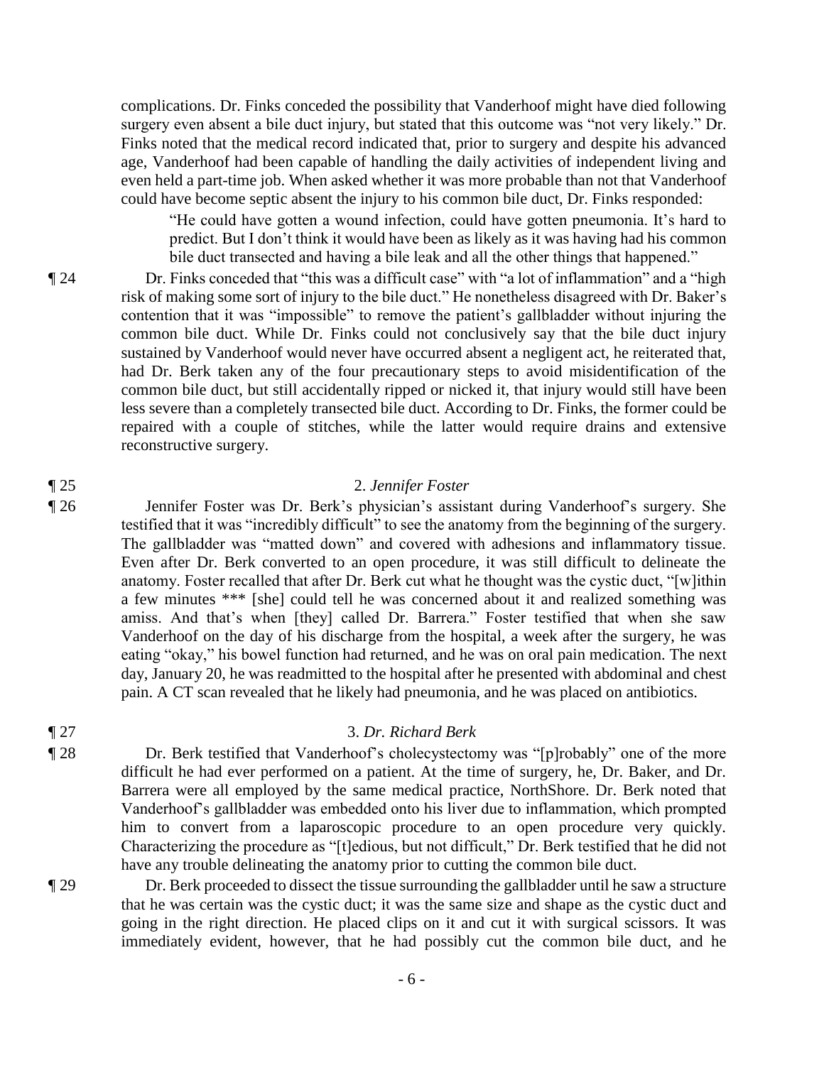complications. Dr. Finks conceded the possibility that Vanderhoof might have died following surgery even absent a bile duct injury, but stated that this outcome was "not very likely." Dr. Finks noted that the medical record indicated that, prior to surgery and despite his advanced age, Vanderhoof had been capable of handling the daily activities of independent living and even held a part-time job. When asked whether it was more probable than not that Vanderhoof could have become septic absent the injury to his common bile duct, Dr. Finks responded:

> "He could have gotten a wound infection, could have gotten pneumonia. It's hard to predict. But I don't think it would have been as likely as it was having had his common bile duct transected and having a bile leak and all the other things that happened."

¶ 24 Dr. Finks conceded that "this was a difficult case" with "a lot of inflammation" and a "high risk of making some sort of injury to the bile duct." He nonetheless disagreed with Dr. Baker's contention that it was "impossible" to remove the patient's gallbladder without injuring the common bile duct. While Dr. Finks could not conclusively say that the bile duct injury sustained by Vanderhoof would never have occurred absent a negligent act, he reiterated that, had Dr. Berk taken any of the four precautionary steps to avoid misidentification of the common bile duct, but still accidentally ripped or nicked it, that injury would still have been less severe than a completely transected bile duct. According to Dr. Finks, the former could be repaired with a couple of stitches, while the latter would require drains and extensive reconstructive surgery.

¶ 25 2. *Jennifer Foster*

¶ 26 Jennifer Foster was Dr. Berk's physician's assistant during Vanderhoof's surgery. She testified that it was "incredibly difficult" to see the anatomy from the beginning of the surgery. The gallbladder was "matted down" and covered with adhesions and inflammatory tissue. Even after Dr. Berk converted to an open procedure, it was still difficult to delineate the anatomy. Foster recalled that after Dr. Berk cut what he thought was the cystic duct, "[w]ithin a few minutes *** [she] could tell he was concerned about it and realized something was amiss. And that's when [they] called Dr. Barrera." Foster testified that when she saw Vanderhoof on the day of his discharge from the hospital, a week after the surgery, he was eating "okay," his bowel function had returned, and he was on oral pain medication. The next day, January 20, he was readmitted to the hospital after he presented with abdominal and chest pain. A CT scan revealed that he likely had pneumonia, and he was placed on antibiotics.

¶ 27 3. *Dr. Richard Berk*

¶ 28 Dr. Berk testified that Vanderhoof's cholecystectomy was "[p]robably" one of the more difficult he had ever performed on a patient. At the time of surgery, he, Dr. Baker, and Dr. Barrera were all employed by the same medical practice, NorthShore. Dr. Berk noted that Vanderhoof's gallbladder was embedded onto his liver due to inflammation, which prompted him to convert from a laparoscopic procedure to an open procedure very quickly. Characterizing the procedure as "[t]edious, but not difficult," Dr. Berk testified that he did not have any trouble delineating the anatomy prior to cutting the common bile duct.

¶ 29 Dr. Berk proceeded to dissect the tissue surrounding the gallbladder until he saw a structure that he was certain was the cystic duct; it was the same size and shape as the cystic duct and going in the right direction. He placed clips on it and cut it with surgical scissors. It was immediately evident, however, that he had possibly cut the common bile duct, and he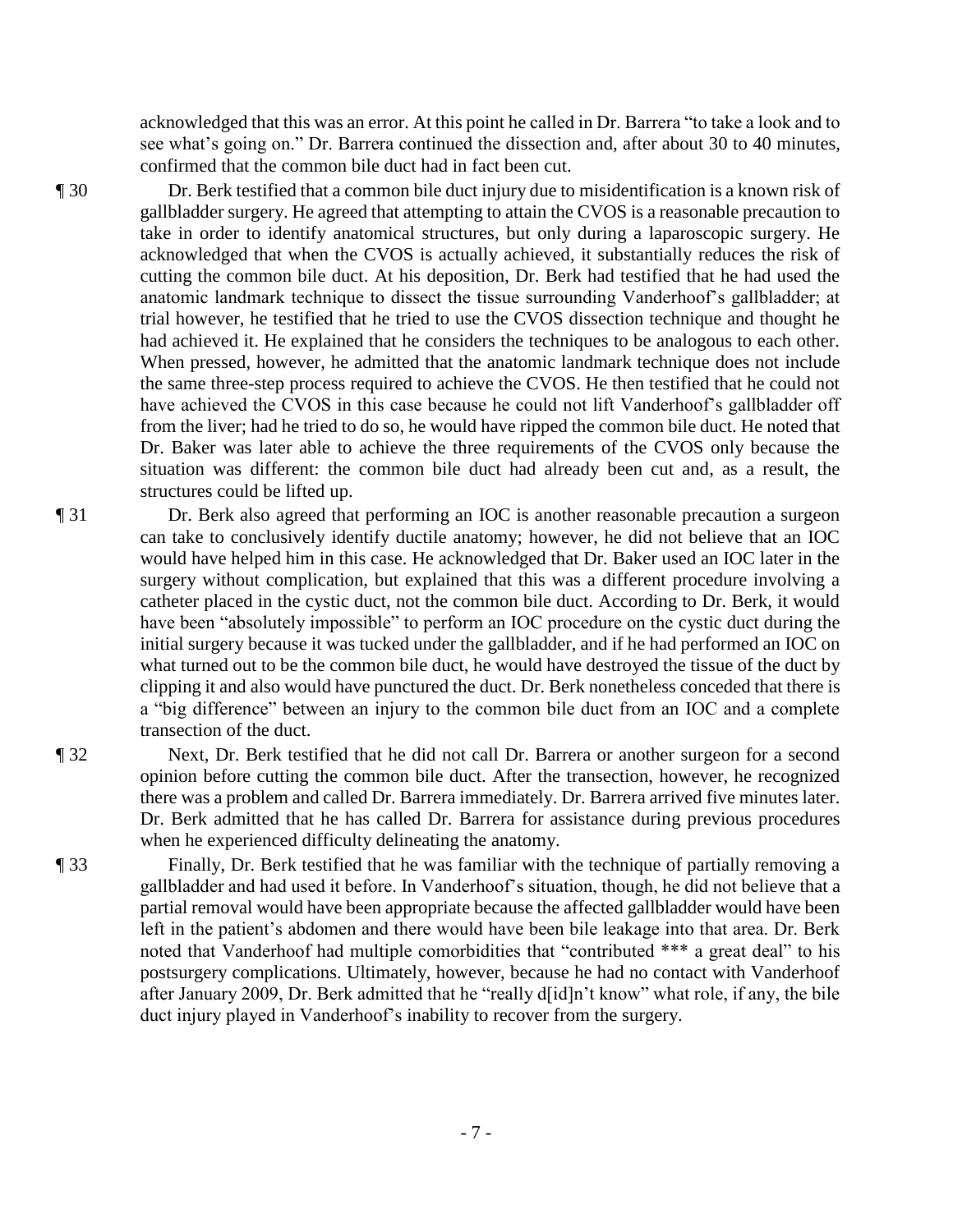acknowledged that this was an error. At this point he called in Dr. Barrera "to take a look and to see what's going on." Dr. Barrera continued the dissection and, after about 30 to 40 minutes, confirmed that the common bile duct had in fact been cut.

¶ 30 Dr. Berk testified that a common bile duct injury due to misidentification is a known risk of gallbladder surgery. He agreed that attempting to attain the CVOS is a reasonable precaution to take in order to identify anatomical structures, but only during a laparoscopic surgery. He acknowledged that when the CVOS is actually achieved, it substantially reduces the risk of cutting the common bile duct. At his deposition, Dr. Berk had testified that he had used the anatomic landmark technique to dissect the tissue surrounding Vanderhoof's gallbladder; at trial however, he testified that he tried to use the CVOS dissection technique and thought he had achieved it. He explained that he considers the techniques to be analogous to each other. When pressed, however, he admitted that the anatomic landmark technique does not include the same three-step process required to achieve the CVOS. He then testified that he could not have achieved the CVOS in this case because he could not lift Vanderhoof's gallbladder off from the liver; had he tried to do so, he would have ripped the common bile duct. He noted that Dr. Baker was later able to achieve the three requirements of the CVOS only because the situation was different: the common bile duct had already been cut and, as a result, the structures could be lifted up.

¶ 31 Dr. Berk also agreed that performing an IOC is another reasonable precaution a surgeon can take to conclusively identify ductile anatomy; however, he did not believe that an IOC would have helped him in this case. He acknowledged that Dr. Baker used an IOC later in the surgery without complication, but explained that this was a different procedure involving a catheter placed in the cystic duct, not the common bile duct. According to Dr. Berk, it would have been "absolutely impossible" to perform an IOC procedure on the cystic duct during the initial surgery because it was tucked under the gallbladder, and if he had performed an IOC on what turned out to be the common bile duct, he would have destroyed the tissue of the duct by clipping it and also would have punctured the duct. Dr. Berk nonetheless conceded that there is a "big difference" between an injury to the common bile duct from an IOC and a complete transection of the duct.

¶ 32 Next, Dr. Berk testified that he did not call Dr. Barrera or another surgeon for a second opinion before cutting the common bile duct. After the transection, however, he recognized there was a problem and called Dr. Barrera immediately. Dr. Barrera arrived five minutes later. Dr. Berk admitted that he has called Dr. Barrera for assistance during previous procedures when he experienced difficulty delineating the anatomy.

¶ 33 Finally, Dr. Berk testified that he was familiar with the technique of partially removing a gallbladder and had used it before. In Vanderhoof's situation, though, he did not believe that a partial removal would have been appropriate because the affected gallbladder would have been left in the patient's abdomen and there would have been bile leakage into that area. Dr. Berk noted that Vanderhoof had multiple comorbidities that "contributed *** a great deal" to his postsurgery complications. Ultimately, however, because he had no contact with Vanderhoof after January 2009, Dr. Berk admitted that he "really d[id]n't know" what role, if any, the bile duct injury played in Vanderhoof's inability to recover from the surgery.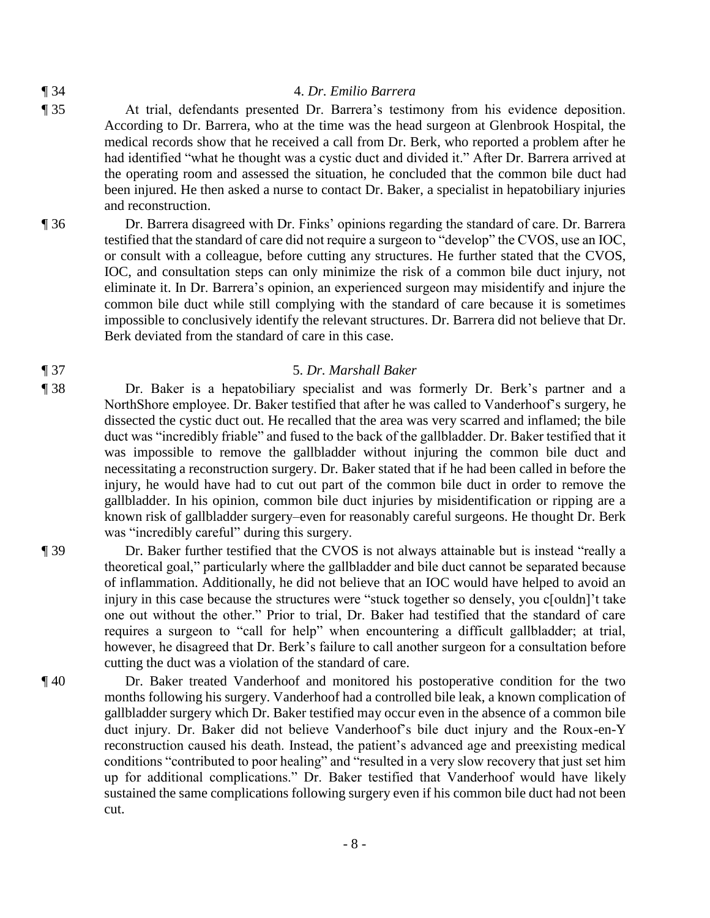¶ 34 4. *Dr. Emilio Barrera*

¶ 35 At trial, defendants presented Dr. Barrera's testimony from his evidence deposition. According to Dr. Barrera, who at the time was the head surgeon at Glenbrook Hospital, the medical records show that he received a call from Dr. Berk, who reported a problem after he had identified "what he thought was a cystic duct and divided it." After Dr. Barrera arrived at the operating room and assessed the situation, he concluded that the common bile duct had been injured. He then asked a nurse to contact Dr. Baker, a specialist in hepatobiliary injuries and reconstruction.

¶ 36 Dr. Barrera disagreed with Dr. Finks' opinions regarding the standard of care. Dr. Barrera testified that the standard of care did not require a surgeon to "develop" the CVOS, use an IOC, or consult with a colleague, before cutting any structures. He further stated that the CVOS, IOC, and consultation steps can only minimize the risk of a common bile duct injury, not eliminate it. In Dr. Barrera's opinion, an experienced surgeon may misidentify and injure the common bile duct while still complying with the standard of care because it is sometimes impossible to conclusively identify the relevant structures. Dr. Barrera did not believe that Dr. Berk deviated from the standard of care in this case.

¶ 37 5. *Dr. Marshall Baker*

¶ 38 Dr. Baker is a hepatobiliary specialist and was formerly Dr. Berk's partner and a NorthShore employee. Dr. Baker testified that after he was called to Vanderhoof's surgery, he dissected the cystic duct out. He recalled that the area was very scarred and inflamed; the bile duct was "incredibly friable" and fused to the back of the gallbladder. Dr. Baker testified that it was impossible to remove the gallbladder without injuring the common bile duct and necessitating a reconstruction surgery. Dr. Baker stated that if he had been called in before the injury, he would have had to cut out part of the common bile duct in order to remove the gallbladder. In his opinion, common bile duct injuries by misidentification or ripping are a known risk of gallbladder surgery–even for reasonably careful surgeons. He thought Dr. Berk was "incredibly careful" during this surgery.

¶ 39 Dr. Baker further testified that the CVOS is not always attainable but is instead "really a theoretical goal," particularly where the gallbladder and bile duct cannot be separated because of inflammation. Additionally, he did not believe that an IOC would have helped to avoid an injury in this case because the structures were "stuck together so densely, you c[ouldn]'t take one out without the other." Prior to trial, Dr. Baker had testified that the standard of care requires a surgeon to "call for help" when encountering a difficult gallbladder; at trial, however, he disagreed that Dr. Berk's failure to call another surgeon for a consultation before cutting the duct was a violation of the standard of care.

¶ 40 Dr. Baker treated Vanderhoof and monitored his postoperative condition for the two months following his surgery. Vanderhoof had a controlled bile leak, a known complication of gallbladder surgery which Dr. Baker testified may occur even in the absence of a common bile duct injury. Dr. Baker did not believe Vanderhoof's bile duct injury and the Roux-en-Y reconstruction caused his death. Instead, the patient's advanced age and preexisting medical conditions "contributed to poor healing" and "resulted in a very slow recovery that just set him up for additional complications." Dr. Baker testified that Vanderhoof would have likely sustained the same complications following surgery even if his common bile duct had not been cut.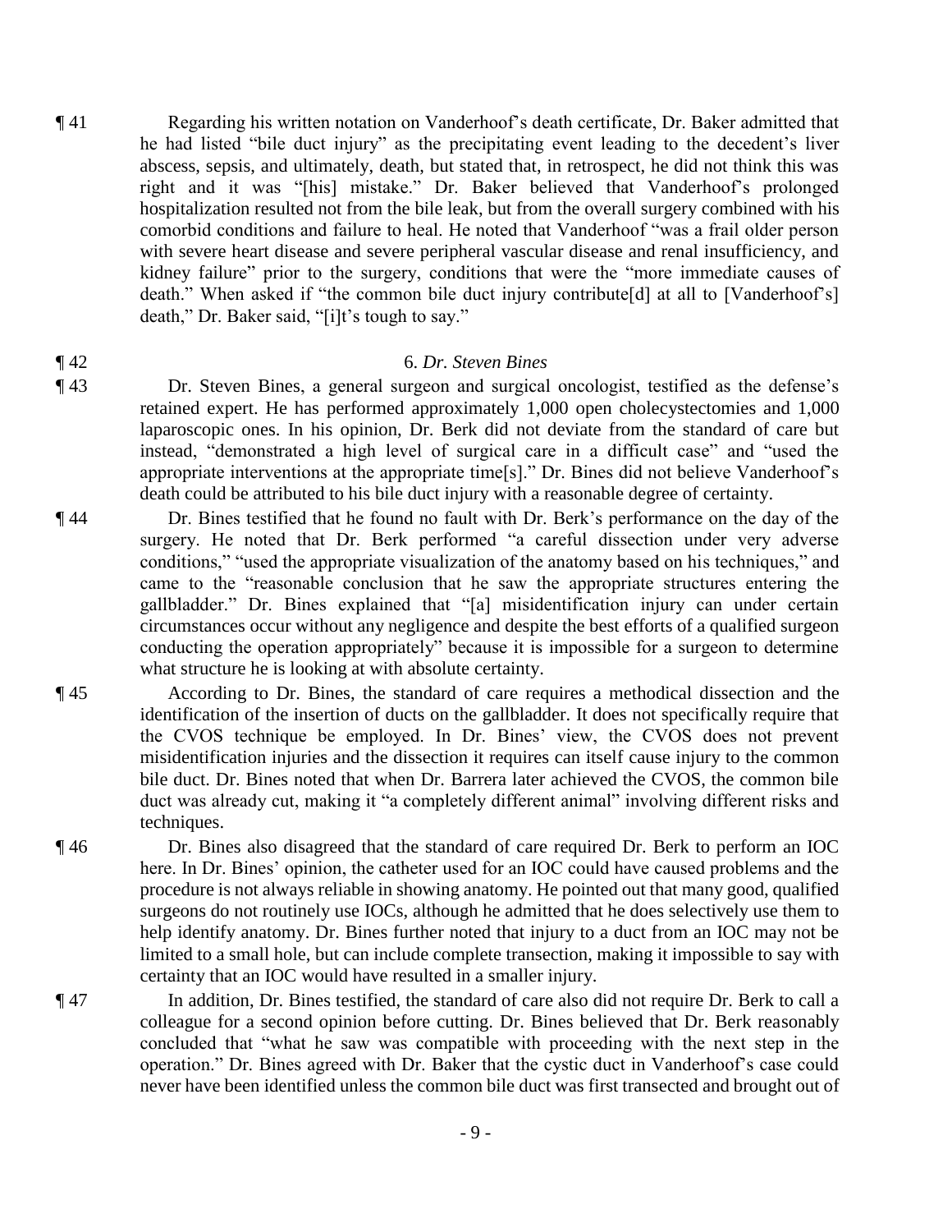¶ 41 Regarding his written notation on Vanderhoof's death certificate, Dr. Baker admitted that he had listed "bile duct injury" as the precipitating event leading to the decedent's liver abscess, sepsis, and ultimately, death, but stated that, in retrospect, he did not think this was right and it was "[his] mistake." Dr. Baker believed that Vanderhoof's prolonged hospitalization resulted not from the bile leak, but from the overall surgery combined with his comorbid conditions and failure to heal. He noted that Vanderhoof "was a frail older person with severe heart disease and severe peripheral vascular disease and renal insufficiency, and kidney failure" prior to the surgery, conditions that were the "more immediate causes of death." When asked if "the common bile duct injury contribute[d] at all to [Vanderhoof's] death," Dr. Baker said, "[i]t's tough to say."

¶ 42 6. *Dr. Steven Bines*

¶ 43 Dr. Steven Bines, a general surgeon and surgical oncologist, testified as the defense's retained expert. He has performed approximately 1,000 open cholecystectomies and 1,000 laparoscopic ones. In his opinion, Dr. Berk did not deviate from the standard of care but instead, "demonstrated a high level of surgical care in a difficult case" and "used the appropriate interventions at the appropriate time[s]." Dr. Bines did not believe Vanderhoof's death could be attributed to his bile duct injury with a reasonable degree of certainty.

¶ 44 Dr. Bines testified that he found no fault with Dr. Berk's performance on the day of the surgery. He noted that Dr. Berk performed "a careful dissection under very adverse conditions," "used the appropriate visualization of the anatomy based on his techniques," and came to the "reasonable conclusion that he saw the appropriate structures entering the gallbladder." Dr. Bines explained that "[a] misidentification injury can under certain circumstances occur without any negligence and despite the best efforts of a qualified surgeon conducting the operation appropriately" because it is impossible for a surgeon to determine what structure he is looking at with absolute certainty.

¶ 45 According to Dr. Bines, the standard of care requires a methodical dissection and the identification of the insertion of ducts on the gallbladder. It does not specifically require that the CVOS technique be employed. In Dr. Bines' view, the CVOS does not prevent misidentification injuries and the dissection it requires can itself cause injury to the common bile duct. Dr. Bines noted that when Dr. Barrera later achieved the CVOS, the common bile duct was already cut, making it "a completely different animal" involving different risks and techniques.

¶ 46 Dr. Bines also disagreed that the standard of care required Dr. Berk to perform an IOC here. In Dr. Bines' opinion, the catheter used for an IOC could have caused problems and the procedure is not always reliable in showing anatomy. He pointed out that many good, qualified surgeons do not routinely use IOCs, although he admitted that he does selectively use them to help identify anatomy. Dr. Bines further noted that injury to a duct from an IOC may not be limited to a small hole, but can include complete transection, making it impossible to say with certainty that an IOC would have resulted in a smaller injury.

¶ 47 In addition, Dr. Bines testified, the standard of care also did not require Dr. Berk to call a colleague for a second opinion before cutting. Dr. Bines believed that Dr. Berk reasonably concluded that "what he saw was compatible with proceeding with the next step in the operation." Dr. Bines agreed with Dr. Baker that the cystic duct in Vanderhoof's case could never have been identified unless the common bile duct was first transected and brought out of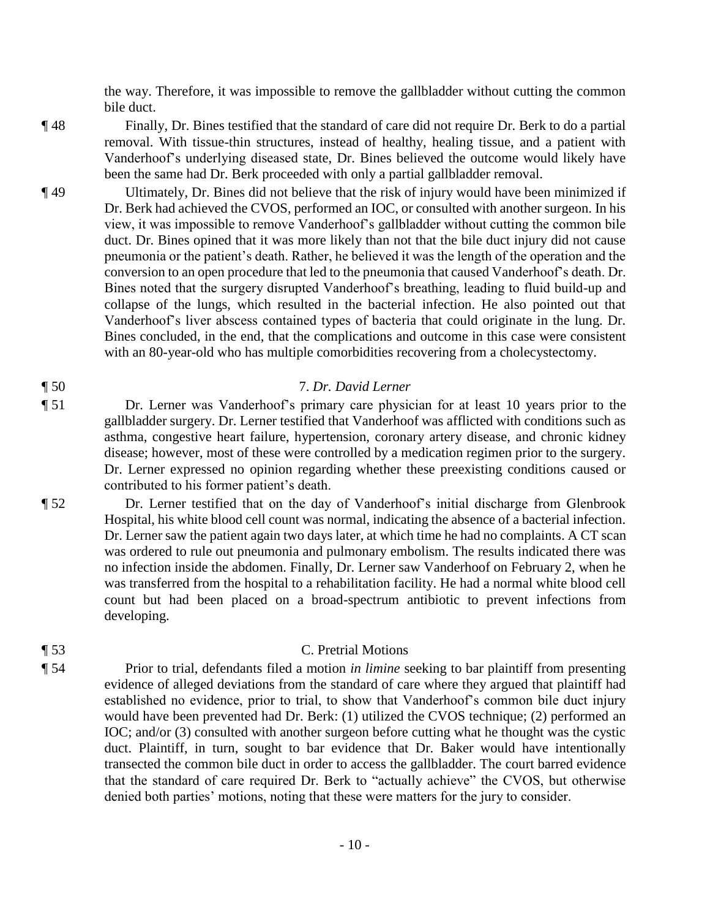the way. Therefore, it was impossible to remove the gallbladder without cutting the common bile duct.

¶ 48 Finally, Dr. Bines testified that the standard of care did not require Dr. Berk to do a partial removal. With tissue-thin structures, instead of healthy, healing tissue, and a patient with Vanderhoof's underlying diseased state, Dr. Bines believed the outcome would likely have been the same had Dr. Berk proceeded with only a partial gallbladder removal.

¶ 49 Ultimately, Dr. Bines did not believe that the risk of injury would have been minimized if Dr. Berk had achieved the CVOS, performed an IOC, or consulted with another surgeon. In his view, it was impossible to remove Vanderhoof's gallbladder without cutting the common bile duct. Dr. Bines opined that it was more likely than not that the bile duct injury did not cause pneumonia or the patient's death. Rather, he believed it was the length of the operation and the conversion to an open procedure that led to the pneumonia that caused Vanderhoof's death. Dr. Bines noted that the surgery disrupted Vanderhoof's breathing, leading to fluid build-up and collapse of the lungs, which resulted in the bacterial infection. He also pointed out that Vanderhoof's liver abscess contained types of bacteria that could originate in the lung. Dr. Bines concluded, in the end, that the complications and outcome in this case were consistent with an 80-year-old who has multiple comorbidities recovering from a cholecystectomy.

¶ 50 7. *Dr. David Lerner*

¶ 51 Dr. Lerner was Vanderhoof's primary care physician for at least 10 years prior to the gallbladder surgery. Dr. Lerner testified that Vanderhoof was afflicted with conditions such as asthma, congestive heart failure, hypertension, coronary artery disease, and chronic kidney disease; however, most of these were controlled by a medication regimen prior to the surgery. Dr. Lerner expressed no opinion regarding whether these preexisting conditions caused or contributed to his former patient's death.

¶ 52 Dr. Lerner testified that on the day of Vanderhoof's initial discharge from Glenbrook Hospital, his white blood cell count was normal, indicating the absence of a bacterial infection. Dr. Lerner saw the patient again two days later, at which time he had no complaints. A CT scan was ordered to rule out pneumonia and pulmonary embolism. The results indicated there was no infection inside the abdomen. Finally, Dr. Lerner saw Vanderhoof on February 2, when he was transferred from the hospital to a rehabilitation facility. He had a normal white blood cell count but had been placed on a broad-spectrum antibiotic to prevent infections from developing.

¶ 53 C. Pretrial Motions

¶ 54 Prior to trial, defendants filed a motion *in limine* seeking to bar plaintiff from presenting evidence of alleged deviations from the standard of care where they argued that plaintiff had established no evidence, prior to trial, to show that Vanderhoof's common bile duct injury would have been prevented had Dr. Berk: (1) utilized the CVOS technique; (2) performed an IOC; and/or (3) consulted with another surgeon before cutting what he thought was the cystic duct. Plaintiff, in turn, sought to bar evidence that Dr. Baker would have intentionally transected the common bile duct in order to access the gallbladder. The court barred evidence that the standard of care required Dr. Berk to "actually achieve" the CVOS, but otherwise denied both parties' motions, noting that these were matters for the jury to consider.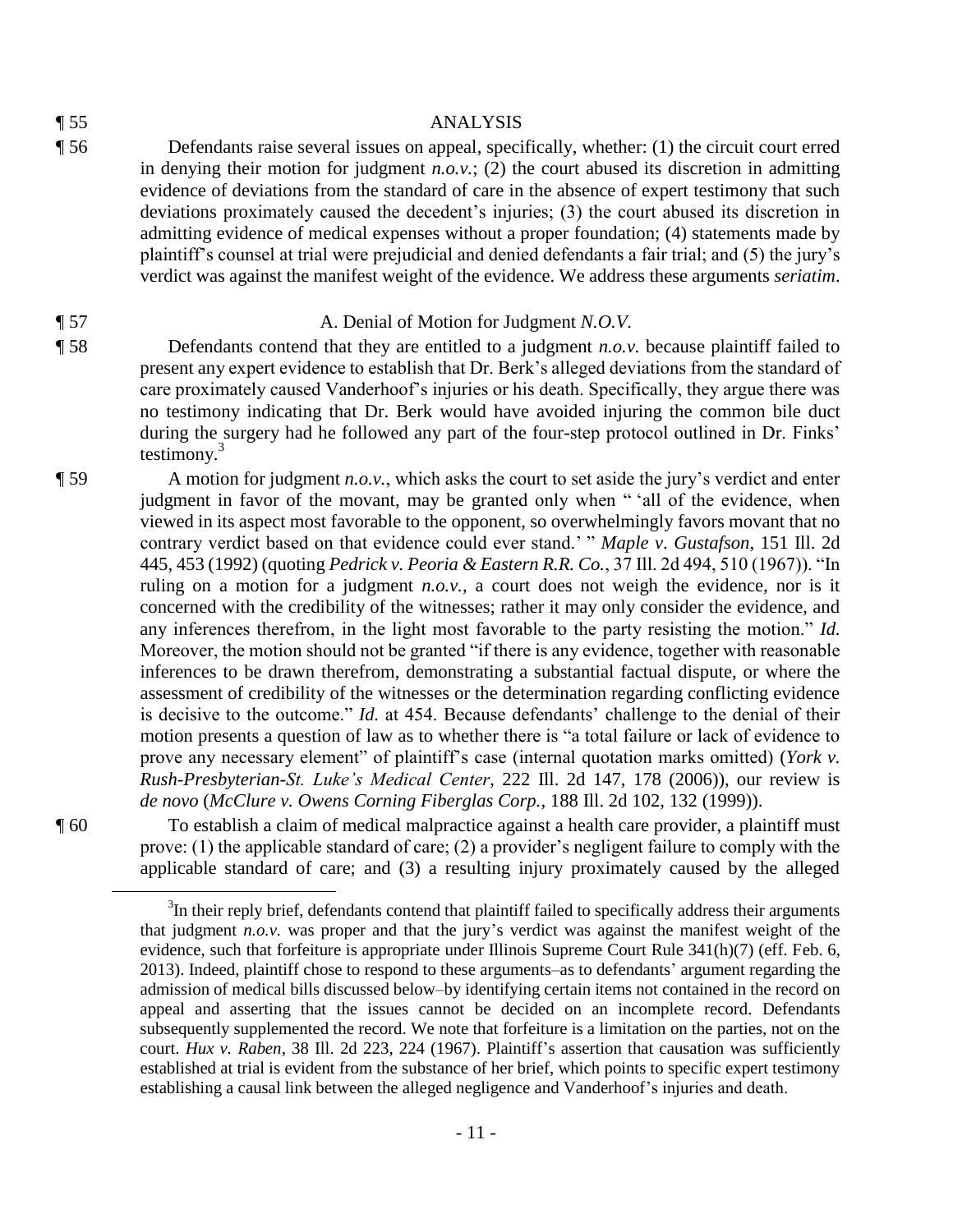¶ 55 ANALYSIS

¶ 56 Defendants raise several issues on appeal, specifically, whether: (1) the circuit court erred in denying their motion for judgment *n.o.v.*; (2) the court abused its discretion in admitting evidence of deviations from the standard of care in the absence of expert testimony that such deviations proximately caused the decedent's injuries; (3) the court abused its discretion in admitting evidence of medical expenses without a proper foundation; (4) statements made by plaintiff's counsel at trial were prejudicial and denied defendants a fair trial; and (5) the jury's verdict was against the manifest weight of the evidence. We address these arguments *seriatim*.

¶ 57 A. Denial of Motion for Judgment *N.O.V.*

¶ 58 Defendants contend that they are entitled to a judgment *n.o.v.* because plaintiff failed to present any expert evidence to establish that Dr. Berk's alleged deviations from the standard of care proximately caused Vanderhoof's injuries or his death. Specifically, they argue there was no testimony indicating that Dr. Berk would have avoided injuring the common bile duct during the surgery had he followed any part of the four-step protocol outlined in Dr. Finks' testimony.[3]

¶ 59 A motion for judgment *n.o.v.*, which asks the court to set aside the jury's verdict and enter judgment in favor of the movant, may be granted only when " 'all of the evidence, when viewed in its aspect most favorable to the opponent, so overwhelmingly favors movant that no contrary verdict based on that evidence could ever stand.' " *Maple v. Gustafson*, 151 Ill. 2d 445, 453 (1992) (quoting *Pedrick v. Peoria & Eastern R.R. Co.*, 37 Ill. 2d 494, 510 (1967)). "In ruling on a motion for a judgment *n.o.v.*, a court does not weigh the evidence, nor is it concerned with the credibility of the witnesses; rather it may only consider the evidence, and any inferences therefrom, in the light most favorable to the party resisting the motion." *Id.* Moreover, the motion should not be granted "if there is any evidence, together with reasonable inferences to be drawn therefrom, demonstrating a substantial factual dispute, or where the assessment of credibility of the witnesses or the determination regarding conflicting evidence is decisive to the outcome." *Id.* at 454. Because defendants' challenge to the denial of their motion presents a question of law as to whether there is "a total failure or lack of evidence to prove any necessary element" of plaintiff's case (internal quotation marks omitted) (*York v. Rush-Presbyterian-St. Luke's Medical Center*, 222 Ill. 2d 147, 178 (2006)), our review is *de novo* (*McClure v. Owens Corning Fiberglas Corp.*, 188 Ill. 2d 102, 132 (1999)).

¶ 60 To establish a claim of medical malpractice against a health care provider, a plaintiff must prove: (1) the applicable standard of care; (2) a provider's negligent failure to comply with the applicable standard of care; and (3) a resulting injury proximately caused by the alleged

[3]In their reply brief, defendants contend that plaintiff failed to specifically address their arguments that judgment *n.o.v.* was proper and that the jury's verdict was against the manifest weight of the evidence, such that forfeiture is appropriate under Illinois Supreme Court Rule 341(h)(7) (eff. Feb. 6, 2013). Indeed, plaintiff chose to respond to these arguments–as to defendants' argument regarding the admission of medical bills discussed below–by identifying certain items not contained in the record on appeal and asserting that the issues cannot be decided on an incomplete record. Defendants subsequently supplemented the record. We note that forfeiture is a limitation on the parties, not on the court. *Hux v. Raben*, 38 Ill. 2d 223, 224 (1967). Plaintiff's assertion that causation was sufficiently established at trial is evident from the substance of her brief, which points to specific expert testimony establishing a causal link between the alleged negligence and Vanderhoof's injuries and death.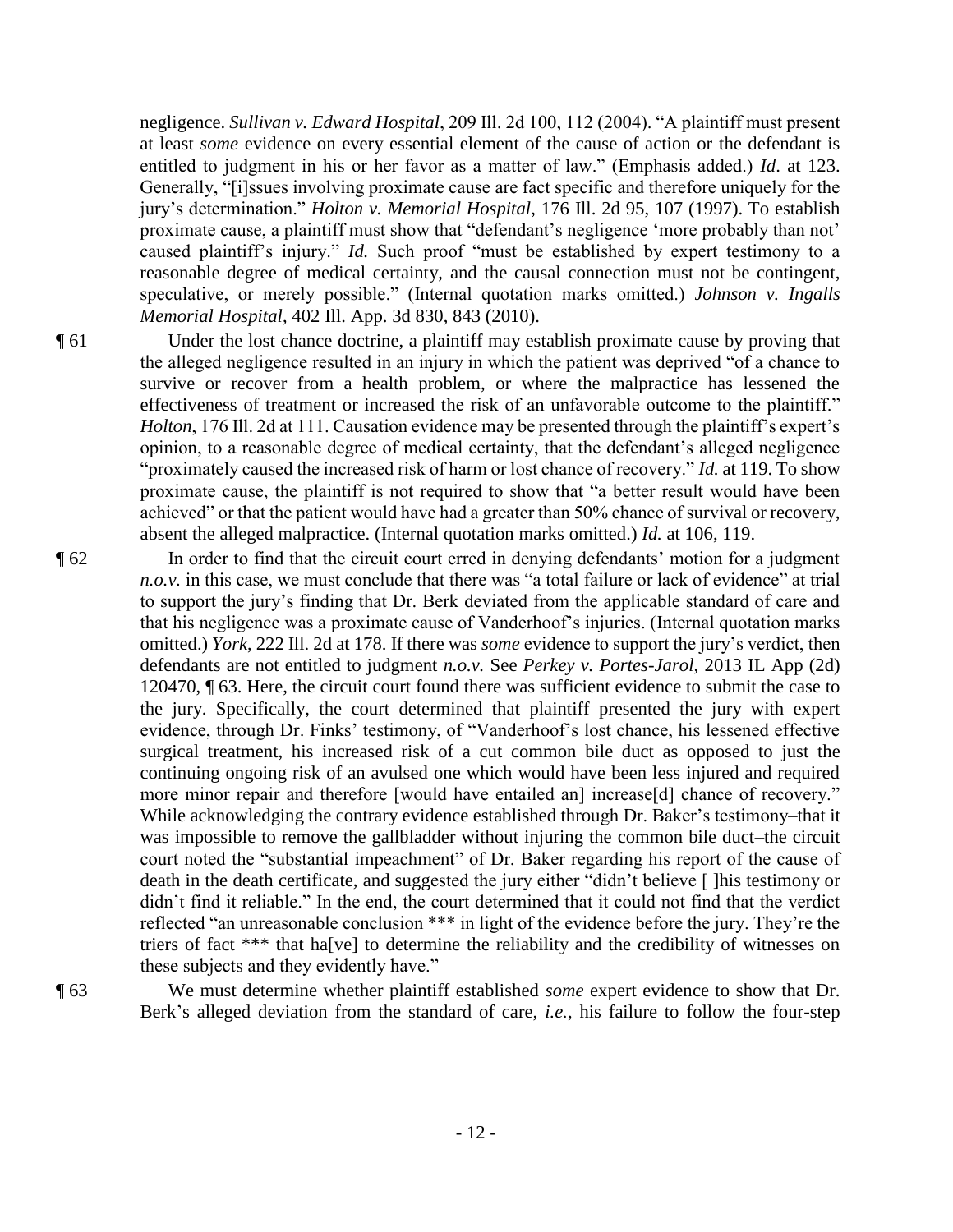negligence. *Sullivan v. Edward Hospital*, 209 Ill. 2d 100, 112 (2004). "A plaintiff must present at least *some* evidence on every essential element of the cause of action or the defendant is entitled to judgment in his or her favor as a matter of law." (Emphasis added.) *Id*. at 123. Generally, "[i]ssues involving proximate cause are fact specific and therefore uniquely for the jury's determination." *Holton v. Memorial Hospital*, 176 Ill. 2d 95, 107 (1997). To establish proximate cause, a plaintiff must show that "defendant's negligence 'more probably than not' caused plaintiff's injury." *Id.* Such proof "must be established by expert testimony to a reasonable degree of medical certainty, and the causal connection must not be contingent, speculative, or merely possible." (Internal quotation marks omitted.) *Johnson v. Ingalls Memorial Hospital*, 402 Ill. App. 3d 830, 843 (2010).

¶ 61 Under the lost chance doctrine, a plaintiff may establish proximate cause by proving that the alleged negligence resulted in an injury in which the patient was deprived "of a chance to survive or recover from a health problem, or where the malpractice has lessened the effectiveness of treatment or increased the risk of an unfavorable outcome to the plaintiff." *Holton*, 176 Ill. 2d at 111. Causation evidence may be presented through the plaintiff's expert's opinion, to a reasonable degree of medical certainty, that the defendant's alleged negligence "proximately caused the increased risk of harm or lost chance of recovery." *Id.* at 119. To show proximate cause, the plaintiff is not required to show that "a better result would have been achieved" or that the patient would have had a greater than 50% chance of survival or recovery, absent the alleged malpractice. (Internal quotation marks omitted.) *Id.* at 106, 119.

¶ 62 In order to find that the circuit court erred in denying defendants' motion for a judgment *n.o.v.* in this case, we must conclude that there was "a total failure or lack of evidence" at trial to support the jury's finding that Dr. Berk deviated from the applicable standard of care and that his negligence was a proximate cause of Vanderhoof's injuries. (Internal quotation marks omitted.) *York*, 222 Ill. 2d at 178. If there was *some* evidence to support the jury's verdict, then defendants are not entitled to judgment *n.o.v.* See *Perkey v. Portes-Jarol*, 2013 IL App (2d) 120470, ¶ 63. Here, the circuit court found there was sufficient evidence to submit the case to the jury. Specifically, the court determined that plaintiff presented the jury with expert evidence, through Dr. Finks' testimony, of "Vanderhoof's lost chance, his lessened effective surgical treatment, his increased risk of a cut common bile duct as opposed to just the continuing ongoing risk of an avulsed one which would have been less injured and required more minor repair and therefore [would have entailed an] increase[d] chance of recovery." While acknowledging the contrary evidence established through Dr. Baker's testimony–that it was impossible to remove the gallbladder without injuring the common bile duct–the circuit court noted the "substantial impeachment" of Dr. Baker regarding his report of the cause of death in the death certificate, and suggested the jury either "didn't believe [ ]his testimony or didn't find it reliable." In the end, the court determined that it could not find that the verdict reflected "an unreasonable conclusion *** in light of the evidence before the jury. They're the triers of fact *** that ha[ve] to determine the reliability and the credibility of witnesses on these subjects and they evidently have."

¶ 63 We must determine whether plaintiff established *some* expert evidence to show that Dr. Berk's alleged deviation from the standard of care, *i.e.*, his failure to follow the four-step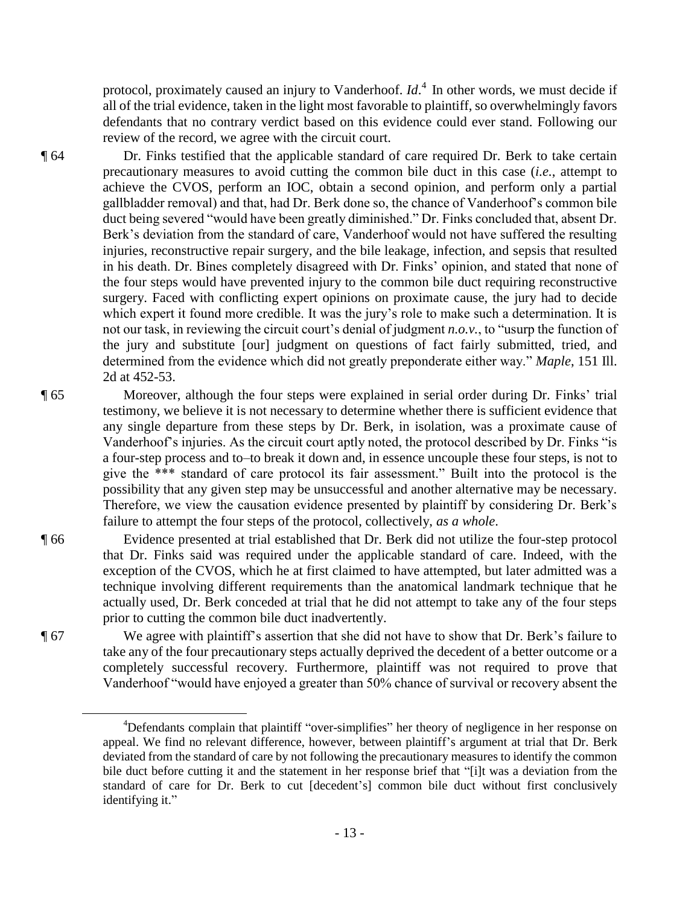protocol, proximately caused an injury to Vanderhoof. *Id*.[4] In other words, we must decide if all of the trial evidence, taken in the light most favorable to plaintiff, so overwhelmingly favors defendants that no contrary verdict based on this evidence could ever stand. Following our review of the record, we agree with the circuit court.

¶ 64 Dr. Finks testified that the applicable standard of care required Dr. Berk to take certain precautionary measures to avoid cutting the common bile duct in this case (*i.e.*, attempt to achieve the CVOS, perform an IOC, obtain a second opinion, and perform only a partial gallbladder removal) and that, had Dr. Berk done so, the chance of Vanderhoof's common bile duct being severed "would have been greatly diminished." Dr. Finks concluded that, absent Dr. Berk's deviation from the standard of care, Vanderhoof would not have suffered the resulting injuries, reconstructive repair surgery, and the bile leakage, infection, and sepsis that resulted in his death. Dr. Bines completely disagreed with Dr. Finks' opinion, and stated that none of the four steps would have prevented injury to the common bile duct requiring reconstructive surgery. Faced with conflicting expert opinions on proximate cause, the jury had to decide which expert it found more credible. It was the jury's role to make such a determination. It is not our task, in reviewing the circuit court's denial of judgment *n.o.v.*, to "usurp the function of the jury and substitute [our] judgment on questions of fact fairly submitted, tried, and determined from the evidence which did not greatly preponderate either way." *Maple*, 151 Ill. 2d at 452-53.

¶ 65 Moreover, although the four steps were explained in serial order during Dr. Finks' trial testimony, we believe it is not necessary to determine whether there is sufficient evidence that any single departure from these steps by Dr. Berk, in isolation, was a proximate cause of Vanderhoof's injuries. As the circuit court aptly noted, the protocol described by Dr. Finks "is a four-step process and to–to break it down and, in essence uncouple these four steps, is not to give the *** standard of care protocol its fair assessment." Built into the protocol is the possibility that any given step may be unsuccessful and another alternative may be necessary. Therefore, we view the causation evidence presented by plaintiff by considering Dr. Berk's failure to attempt the four steps of the protocol, collectively, *as a whole*.

¶ 66 Evidence presented at trial established that Dr. Berk did not utilize the four-step protocol that Dr. Finks said was required under the applicable standard of care. Indeed, with the exception of the CVOS, which he at first claimed to have attempted, but later admitted was a technique involving different requirements than the anatomical landmark technique that he actually used, Dr. Berk conceded at trial that he did not attempt to take any of the four steps prior to cutting the common bile duct inadvertently.

¶ 67 We agree with plaintiff's assertion that she did not have to show that Dr. Berk's failure to take any of the four precautionary steps actually deprived the decedent of a better outcome or a completely successful recovery. Furthermore, plaintiff was not required to prove that Vanderhoof "would have enjoyed a greater than 50% chance of survival or recovery absent the

---

[4] Defendants complain that plaintiff "over-simplifies" her theory of negligence in her response on appeal. We find no relevant difference, however, between plaintiff's argument at trial that Dr. Berk deviated from the standard of care by not following the precautionary measures to identify the common bile duct before cutting it and the statement in her response brief that "[i]t was a deviation from the standard of care for Dr. Berk to cut [decedent's] common bile duct without first conclusively identifying it."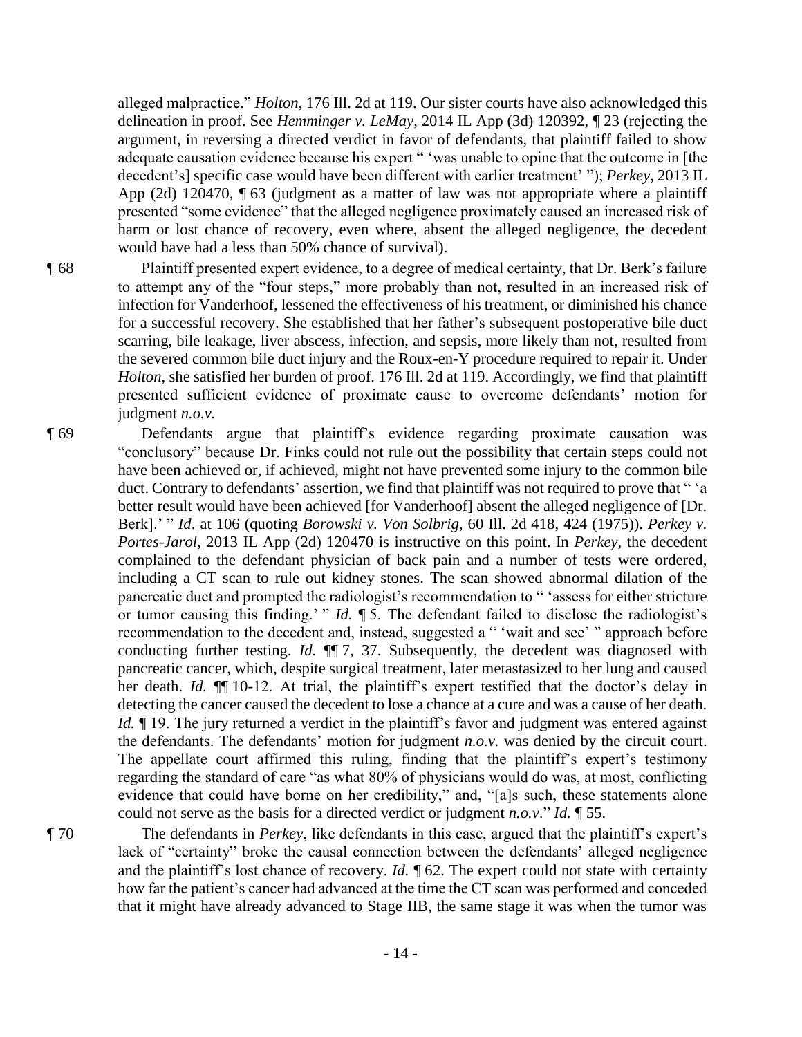alleged malpractice." *Holton*, 176 Ill. 2d at 119. Our sister courts have also acknowledged this delineation in proof. See *Hemminger v. LeMay*, 2014 IL App (3d) 120392, ¶ 23 (rejecting the argument, in reversing a directed verdict in favor of defendants, that plaintiff failed to show adequate causation evidence because his expert " 'was unable to opine that the outcome in [the decedent's] specific case would have been different with earlier treatment' "); *Perkey*, 2013 IL App (2d) 120470, ¶ 63 (judgment as a matter of law was not appropriate where a plaintiff presented "some evidence" that the alleged negligence proximately caused an increased risk of harm or lost chance of recovery, even where, absent the alleged negligence, the decedent would have had a less than 50% chance of survival).

¶ 68 Plaintiff presented expert evidence, to a degree of medical certainty, that Dr. Berk's failure to attempt any of the "four steps," more probably than not, resulted in an increased risk of infection for Vanderhoof, lessened the effectiveness of his treatment, or diminished his chance for a successful recovery. She established that her father's subsequent postoperative bile duct scarring, bile leakage, liver abscess, infection, and sepsis, more likely than not, resulted from the severed common bile duct injury and the Roux-en-Y procedure required to repair it. Under *Holton*, she satisfied her burden of proof. 176 Ill. 2d at 119. Accordingly, we find that plaintiff presented sufficient evidence of proximate cause to overcome defendants' motion for judgment *n.o.v.*

¶ 69 Defendants argue that plaintiff's evidence regarding proximate causation was "conclusory" because Dr. Finks could not rule out the possibility that certain steps could not have been achieved or, if achieved, might not have prevented some injury to the common bile duct. Contrary to defendants' assertion, we find that plaintiff was not required to prove that " 'a better result would have been achieved [for Vanderhoof] absent the alleged negligence of [Dr. Berk].' " *Id*. at 106 (quoting *Borowski v. Von Solbrig*, 60 Ill. 2d 418, 424 (1975)). *Perkey v. Portes-Jarol*, 2013 IL App (2d) 120470 is instructive on this point. In *Perkey*, the decedent complained to the defendant physician of back pain and a number of tests were ordered, including a CT scan to rule out kidney stones. The scan showed abnormal dilation of the pancreatic duct and prompted the radiologist's recommendation to " 'assess for either stricture or tumor causing this finding.' " *Id.* ¶ 5. The defendant failed to disclose the radiologist's recommendation to the decedent and, instead, suggested a " 'wait and see' " approach before conducting further testing. *Id.* ¶¶ 7, 37. Subsequently, the decedent was diagnosed with pancreatic cancer, which, despite surgical treatment, later metastasized to her lung and caused her death. *Id.* ¶¶ 10-12. At trial, the plaintiff's expert testified that the doctor's delay in detecting the cancer caused the decedent to lose a chance at a cure and was a cause of her death. *Id.* ¶ 19. The jury returned a verdict in the plaintiff's favor and judgment was entered against the defendants. The defendants' motion for judgment *n.o.v.* was denied by the circuit court. The appellate court affirmed this ruling, finding that the plaintiff's expert's testimony regarding the standard of care "as what 80% of physicians would do was, at most, conflicting evidence that could have borne on her credibility," and, "[a]s such, these statements alone could not serve as the basis for a directed verdict or judgment *n.o.v*." *Id.* ¶ 55.

¶ 70 The defendants in *Perkey*, like defendants in this case, argued that the plaintiff's expert's lack of "certainty" broke the causal connection between the defendants' alleged negligence and the plaintiff's lost chance of recovery. *Id.* ¶ 62. The expert could not state with certainty how far the patient's cancer had advanced at the time the CT scan was performed and conceded that it might have already advanced to Stage IIB, the same stage it was when the tumor was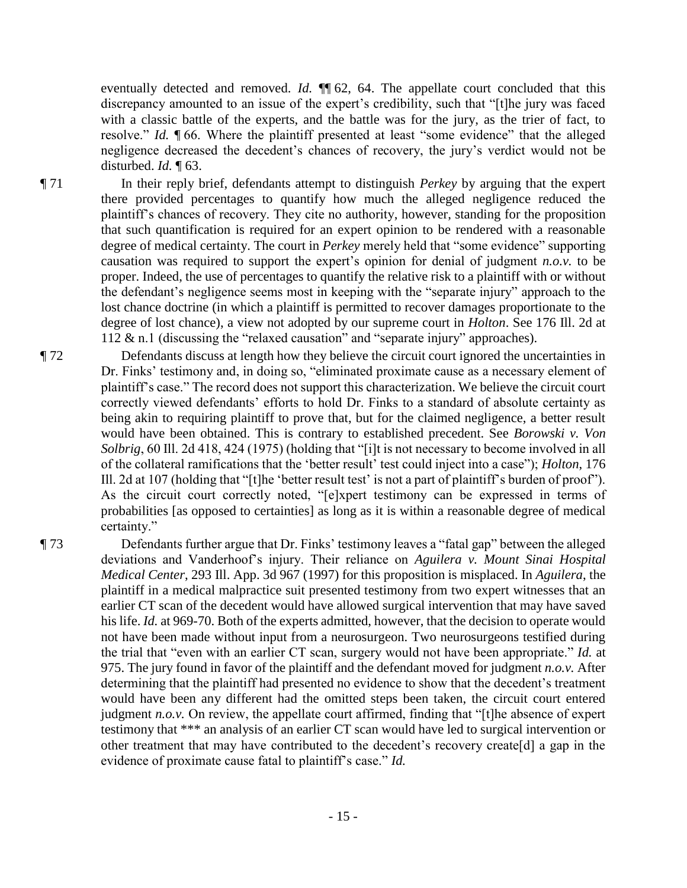eventually detected and removed. *Id.* ¶¶ 62, 64. The appellate court concluded that this discrepancy amounted to an issue of the expert's credibility, such that "[t]he jury was faced with a classic battle of the experts, and the battle was for the jury, as the trier of fact, to resolve." *Id.* ¶ 66. Where the plaintiff presented at least "some evidence" that the alleged negligence decreased the decedent's chances of recovery, the jury's verdict would not be disturbed. *Id.* ¶ 63.

¶ 71 In their reply brief, defendants attempt to distinguish *Perkey* by arguing that the expert there provided percentages to quantify how much the alleged negligence reduced the plaintiff's chances of recovery. They cite no authority, however, standing for the proposition that such quantification is required for an expert opinion to be rendered with a reasonable degree of medical certainty. The court in *Perkey* merely held that "some evidence" supporting causation was required to support the expert's opinion for denial of judgment *n.o.v.* to be proper. Indeed, the use of percentages to quantify the relative risk to a plaintiff with or without the defendant's negligence seems most in keeping with the "separate injury" approach to the lost chance doctrine (in which a plaintiff is permitted to recover damages proportionate to the degree of lost chance), a view not adopted by our supreme court in *Holton*. See 176 Ill. 2d at 112 & n.1 (discussing the "relaxed causation" and "separate injury" approaches).

¶ 72 Defendants discuss at length how they believe the circuit court ignored the uncertainties in Dr. Finks' testimony and, in doing so, "eliminated proximate cause as a necessary element of plaintiff's case." The record does not support this characterization. We believe the circuit court correctly viewed defendants' efforts to hold Dr. Finks to a standard of absolute certainty as being akin to requiring plaintiff to prove that, but for the claimed negligence, a better result would have been obtained. This is contrary to established precedent. See *Borowski v. Von Solbrig*, 60 Ill. 2d 418, 424 (1975) (holding that "[i]t is not necessary to become involved in all of the collateral ramifications that the 'better result' test could inject into a case"); *Holton*, 176 Ill. 2d at 107 (holding that "[t]he 'better result test' is not a part of plaintiff's burden of proof"). As the circuit court correctly noted, "[e]xpert testimony can be expressed in terms of probabilities [as opposed to certainties] as long as it is within a reasonable degree of medical certainty."

¶ 73 Defendants further argue that Dr. Finks' testimony leaves a "fatal gap" between the alleged deviations and Vanderhoof's injury. Their reliance on *Aguilera v. Mount Sinai Hospital Medical Center*, 293 Ill. App. 3d 967 (1997) for this proposition is misplaced. In *Aguilera*, the plaintiff in a medical malpractice suit presented testimony from two expert witnesses that an earlier CT scan of the decedent would have allowed surgical intervention that may have saved his life. *Id.* at 969-70. Both of the experts admitted, however, that the decision to operate would not have been made without input from a neurosurgeon. Two neurosurgeons testified during the trial that "even with an earlier CT scan, surgery would not have been appropriate." *Id.* at 975. The jury found in favor of the plaintiff and the defendant moved for judgment *n.o.v.* After determining that the plaintiff had presented no evidence to show that the decedent's treatment would have been any different had the omitted steps been taken, the circuit court entered judgment *n.o.v.* On review, the appellate court affirmed, finding that "[t]he absence of expert testimony that \*\*\* an analysis of an earlier CT scan would have led to surgical intervention or other treatment that may have contributed to the decedent's recovery create[d] a gap in the evidence of proximate cause fatal to plaintiff's case." *Id.*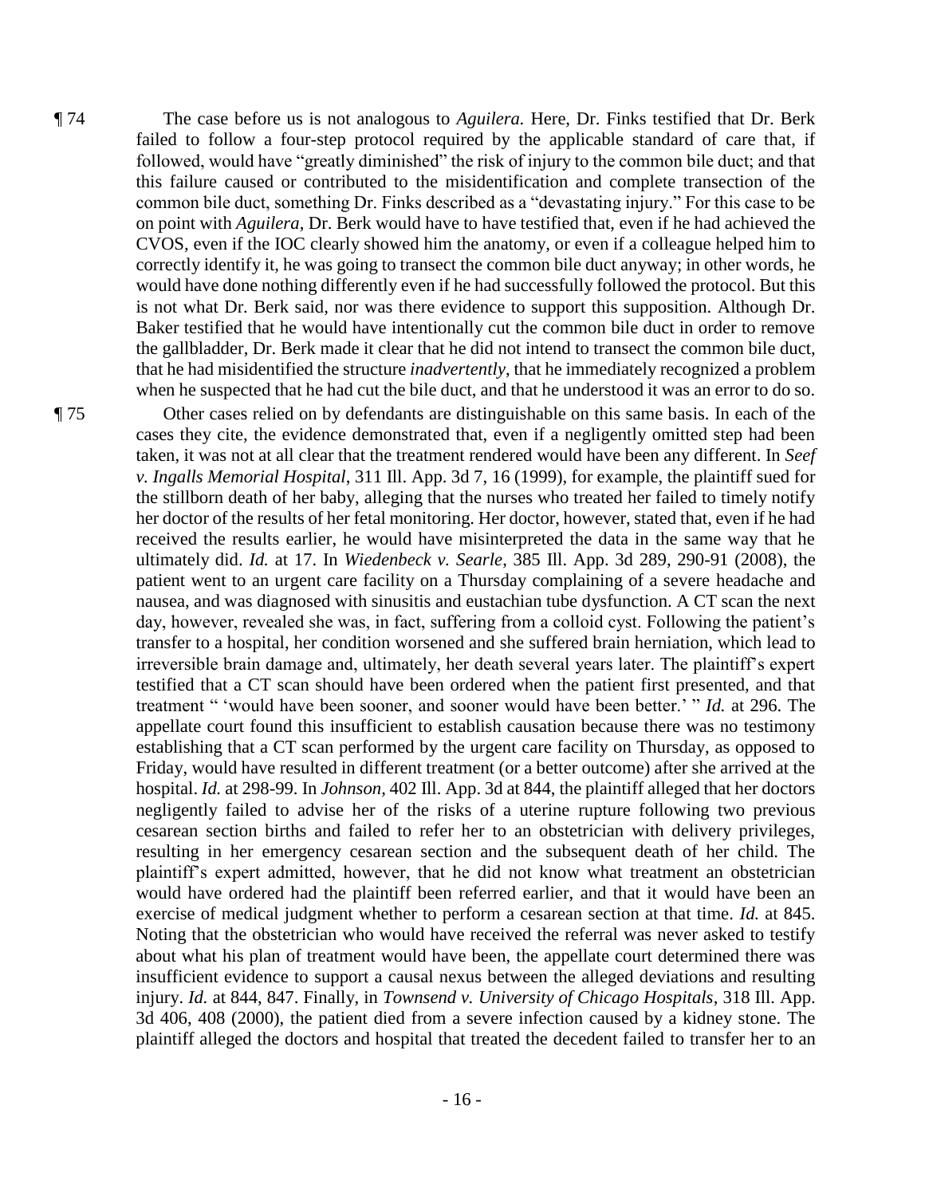¶ 74 The case before us is not analogous to *Aguilera.* Here, Dr. Finks testified that Dr. Berk failed to follow a four-step protocol required by the applicable standard of care that, if followed, would have "greatly diminished" the risk of injury to the common bile duct; and that this failure caused or contributed to the misidentification and complete transection of the common bile duct, something Dr. Finks described as a "devastating injury." For this case to be on point with *Aguilera*, Dr. Berk would have to have testified that, even if he had achieved the CVOS, even if the IOC clearly showed him the anatomy, or even if a colleague helped him to correctly identify it, he was going to transect the common bile duct anyway; in other words, he would have done nothing differently even if he had successfully followed the protocol. But this is not what Dr. Berk said, nor was there evidence to support this supposition. Although Dr. Baker testified that he would have intentionally cut the common bile duct in order to remove the gallbladder, Dr. Berk made it clear that he did not intend to transect the common bile duct, that he had misidentified the structure *inadvertently*, that he immediately recognized a problem when he suspected that he had cut the bile duct, and that he understood it was an error to do so.

¶ 75 Other cases relied on by defendants are distinguishable on this same basis. In each of the cases they cite, the evidence demonstrated that, even if a negligently omitted step had been taken, it was not at all clear that the treatment rendered would have been any different. In *Seef v. Ingalls Memorial Hospital*, 311 Ill. App. 3d 7, 16 (1999), for example, the plaintiff sued for the stillborn death of her baby, alleging that the nurses who treated her failed to timely notify her doctor of the results of her fetal monitoring. Her doctor, however, stated that, even if he had received the results earlier, he would have misinterpreted the data in the same way that he ultimately did. *Id.* at 17. In *Wiedenbeck v. Searle*, 385 Ill. App. 3d 289, 290-91 (2008), the patient went to an urgent care facility on a Thursday complaining of a severe headache and nausea, and was diagnosed with sinusitis and eustachian tube dysfunction. A CT scan the next day, however, revealed she was, in fact, suffering from a colloid cyst. Following the patient's transfer to a hospital, her condition worsened and she suffered brain herniation, which lead to irreversible brain damage and, ultimately, her death several years later. The plaintiff's expert testified that a CT scan should have been ordered when the patient first presented, and that treatment " 'would have been sooner, and sooner would have been better.' " *Id.* at 296. The appellate court found this insufficient to establish causation because there was no testimony establishing that a CT scan performed by the urgent care facility on Thursday, as opposed to Friday, would have resulted in different treatment (or a better outcome) after she arrived at the hospital. *Id.* at 298-99. In *Johnson*, 402 Ill. App. 3d at 844, the plaintiff alleged that her doctors negligently failed to advise her of the risks of a uterine rupture following two previous cesarean section births and failed to refer her to an obstetrician with delivery privileges, resulting in her emergency cesarean section and the subsequent death of her child. The plaintiff's expert admitted, however, that he did not know what treatment an obstetrician would have ordered had the plaintiff been referred earlier, and that it would have been an exercise of medical judgment whether to perform a cesarean section at that time. *Id.* at 845. Noting that the obstetrician who would have received the referral was never asked to testify about what his plan of treatment would have been, the appellate court determined there was insufficient evidence to support a causal nexus between the alleged deviations and resulting injury. *Id.* at 844, 847. Finally, in *Townsend v. University of Chicago Hospitals*, 318 Ill. App. 3d 406, 408 (2000), the patient died from a severe infection caused by a kidney stone. The plaintiff alleged the doctors and hospital that treated the decedent failed to transfer her to an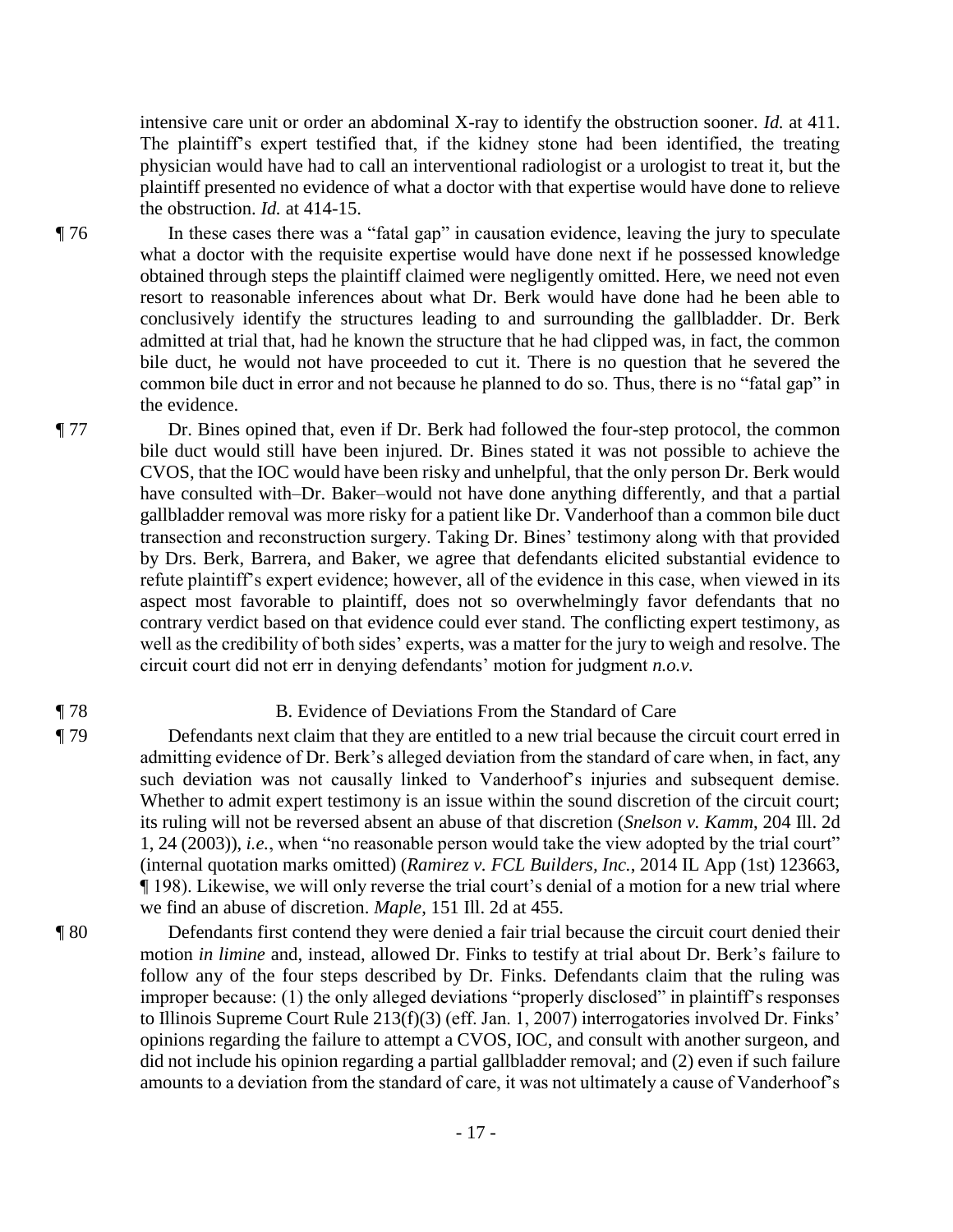intensive care unit or order an abdominal X-ray to identify the obstruction sooner. *Id.* at 411. The plaintiff's expert testified that, if the kidney stone had been identified, the treating physician would have had to call an interventional radiologist or a urologist to treat it, but the plaintiff presented no evidence of what a doctor with that expertise would have done to relieve the obstruction. *Id.* at 414-15.

¶ 76 In these cases there was a "fatal gap" in causation evidence, leaving the jury to speculate what a doctor with the requisite expertise would have done next if he possessed knowledge obtained through steps the plaintiff claimed were negligently omitted. Here, we need not even resort to reasonable inferences about what Dr. Berk would have done had he been able to conclusively identify the structures leading to and surrounding the gallbladder. Dr. Berk admitted at trial that, had he known the structure that he had clipped was, in fact, the common bile duct, he would not have proceeded to cut it. There is no question that he severed the common bile duct in error and not because he planned to do so. Thus, there is no "fatal gap" in the evidence.

¶ 77 Dr. Bines opined that, even if Dr. Berk had followed the four-step protocol, the common bile duct would still have been injured. Dr. Bines stated it was not possible to achieve the CVOS, that the IOC would have been risky and unhelpful, that the only person Dr. Berk would have consulted with–Dr. Baker–would not have done anything differently, and that a partial gallbladder removal was more risky for a patient like Dr. Vanderhoof than a common bile duct transection and reconstruction surgery. Taking Dr. Bines' testimony along with that provided by Drs. Berk, Barrera, and Baker, we agree that defendants elicited substantial evidence to refute plaintiff's expert evidence; however, all of the evidence in this case, when viewed in its aspect most favorable to plaintiff, does not so overwhelmingly favor defendants that no contrary verdict based on that evidence could ever stand. The conflicting expert testimony, as well as the credibility of both sides' experts, was a matter for the jury to weigh and resolve. The circuit court did not err in denying defendants' motion for judgment *n.o.v.*

¶ 78 B. Evidence of Deviations From the Standard of Care

¶ 79 Defendants next claim that they are entitled to a new trial because the circuit court erred in admitting evidence of Dr. Berk's alleged deviation from the standard of care when, in fact, any such deviation was not causally linked to Vanderhoof's injuries and subsequent demise. Whether to admit expert testimony is an issue within the sound discretion of the circuit court; its ruling will not be reversed absent an abuse of that discretion (*Snelson v. Kamm*, 204 Ill. 2d 1, 24 (2003)), *i.e.*, when "no reasonable person would take the view adopted by the trial court" (internal quotation marks omitted) (*Ramirez v. FCL Builders, Inc.*, 2014 IL App (1st) 123663, ¶ 198). Likewise, we will only reverse the trial court's denial of a motion for a new trial where we find an abuse of discretion. *Maple*, 151 Ill. 2d at 455.

¶ 80 Defendants first contend they were denied a fair trial because the circuit court denied their motion *in limine* and, instead, allowed Dr. Finks to testify at trial about Dr. Berk's failure to follow any of the four steps described by Dr. Finks. Defendants claim that the ruling was improper because: (1) the only alleged deviations "properly disclosed" in plaintiff's responses to Illinois Supreme Court Rule 213(f)(3) (eff. Jan. 1, 2007) interrogatories involved Dr. Finks' opinions regarding the failure to attempt a CVOS, IOC, and consult with another surgeon, and did not include his opinion regarding a partial gallbladder removal; and (2) even if such failure amounts to a deviation from the standard of care, it was not ultimately a cause of Vanderhoof's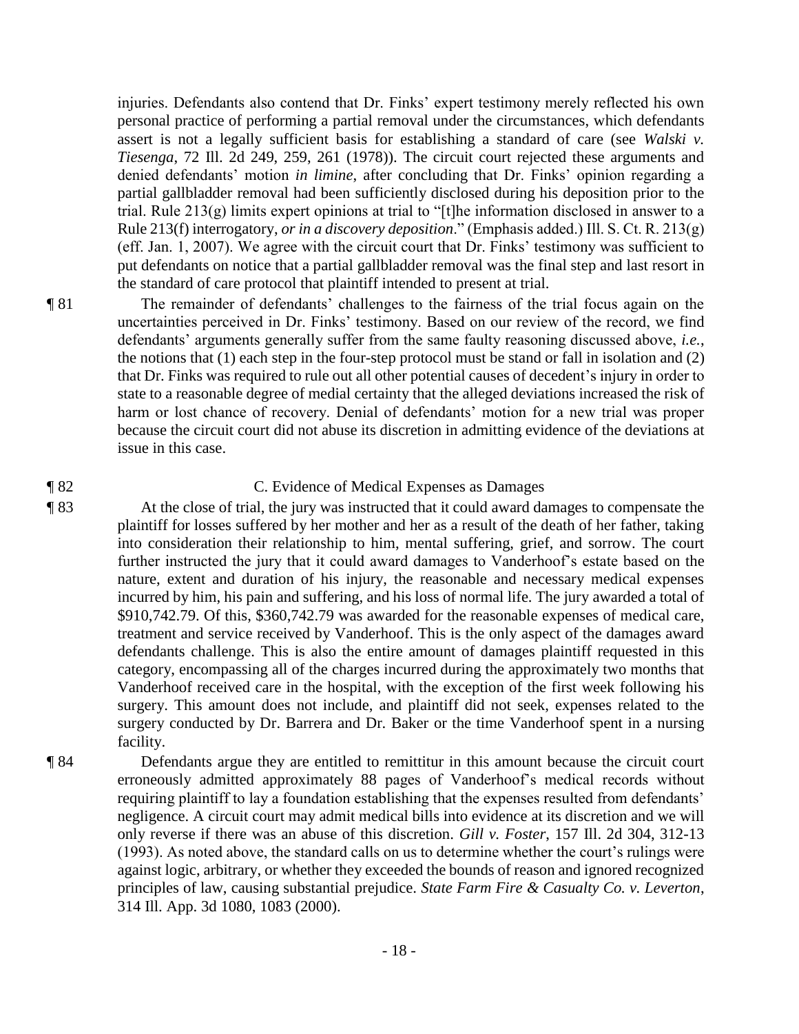injuries. Defendants also contend that Dr. Finks' expert testimony merely reflected his own personal practice of performing a partial removal under the circumstances, which defendants assert is not a legally sufficient basis for establishing a standard of care (see *Walski v. Tiesenga*, 72 Ill. 2d 249, 259, 261 (1978)). The circuit court rejected these arguments and denied defendants' motion *in limine*, after concluding that Dr. Finks' opinion regarding a partial gallbladder removal had been sufficiently disclosed during his deposition prior to the trial. Rule 213(g) limits expert opinions at trial to "[t]he information disclosed in answer to a Rule 213(f) interrogatory, *or in a discovery deposition*." (Emphasis added.) Ill. S. Ct. R. 213(g) (eff. Jan. 1, 2007). We agree with the circuit court that Dr. Finks' testimony was sufficient to put defendants on notice that a partial gallbladder removal was the final step and last resort in the standard of care protocol that plaintiff intended to present at trial.

¶ 81 The remainder of defendants' challenges to the fairness of the trial focus again on the uncertainties perceived in Dr. Finks' testimony. Based on our review of the record, we find defendants' arguments generally suffer from the same faulty reasoning discussed above, *i.e.*, the notions that (1) each step in the four-step protocol must be stand or fall in isolation and (2) that Dr. Finks was required to rule out all other potential causes of decedent's injury in order to state to a reasonable degree of medial certainty that the alleged deviations increased the risk of harm or lost chance of recovery. Denial of defendants' motion for a new trial was proper because the circuit court did not abuse its discretion in admitting evidence of the deviations at issue in this case.

¶ 82 C. Evidence of Medical Expenses as Damages

¶ 83 At the close of trial, the jury was instructed that it could award damages to compensate the plaintiff for losses suffered by her mother and her as a result of the death of her father, taking into consideration their relationship to him, mental suffering, grief, and sorrow. The court further instructed the jury that it could award damages to Vanderhoof's estate based on the nature, extent and duration of his injury, the reasonable and necessary medical expenses incurred by him, his pain and suffering, and his loss of normal life. The jury awarded a total of $910,742.79. Of this, $360,742.79 was awarded for the reasonable expenses of medical care, treatment and service received by Vanderhoof. This is the only aspect of the damages award defendants challenge. This is also the entire amount of damages plaintiff requested in this category, encompassing all of the charges incurred during the approximately two months that Vanderhoof received care in the hospital, with the exception of the first week following his surgery. This amount does not include, and plaintiff did not seek, expenses related to the surgery conducted by Dr. Barrera and Dr. Baker or the time Vanderhoof spent in a nursing facility.

¶ 84 Defendants argue they are entitled to remittitur in this amount because the circuit court erroneously admitted approximately 88 pages of Vanderhoof's medical records without requiring plaintiff to lay a foundation establishing that the expenses resulted from defendants' negligence. A circuit court may admit medical bills into evidence at its discretion and we will only reverse if there was an abuse of this discretion. *Gill v. Foster*, 157 Ill. 2d 304, 312-13 (1993). As noted above, the standard calls on us to determine whether the court's rulings were against logic, arbitrary, or whether they exceeded the bounds of reason and ignored recognized principles of law, causing substantial prejudice. *State Farm Fire & Casualty Co. v. Leverton*, 314 Ill. App. 3d 1080, 1083 (2000).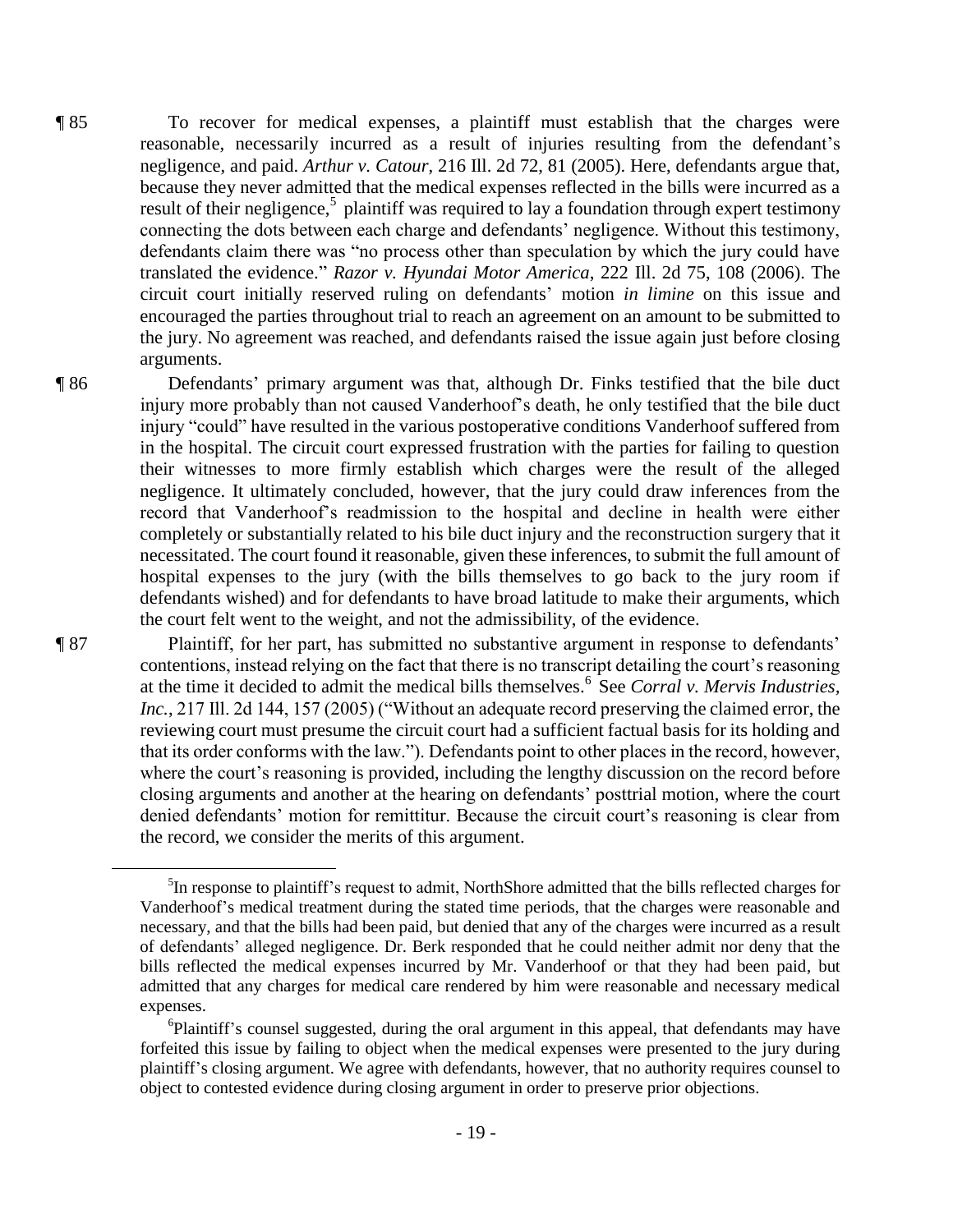¶ 85 To recover for medical expenses, a plaintiff must establish that the charges were reasonable, necessarily incurred as a result of injuries resulting from the defendant's negligence, and paid. *Arthur v. Catour*, 216 Ill. 2d 72, 81 (2005). Here, defendants argue that, because they never admitted that the medical expenses reflected in the bills were incurred as a result of their negligence,[5] plaintiff was required to lay a foundation through expert testimony connecting the dots between each charge and defendants' negligence. Without this testimony, defendants claim there was "no process other than speculation by which the jury could have translated the evidence." *Razor v. Hyundai Motor America*, 222 Ill. 2d 75, 108 (2006). The circuit court initially reserved ruling on defendants' motion *in limine* on this issue and encouraged the parties throughout trial to reach an agreement on an amount to be submitted to the jury. No agreement was reached, and defendants raised the issue again just before closing arguments.

¶ 86 Defendants' primary argument was that, although Dr. Finks testified that the bile duct injury more probably than not caused Vanderhoof's death, he only testified that the bile duct injury "could" have resulted in the various postoperative conditions Vanderhoof suffered from in the hospital. The circuit court expressed frustration with the parties for failing to question their witnesses to more firmly establish which charges were the result of the alleged negligence. It ultimately concluded, however, that the jury could draw inferences from the record that Vanderhoof's readmission to the hospital and decline in health were either completely or substantially related to his bile duct injury and the reconstruction surgery that it necessitated. The court found it reasonable, given these inferences, to submit the full amount of hospital expenses to the jury (with the bills themselves to go back to the jury room if defendants wished) and for defendants to have broad latitude to make their arguments, which the court felt went to the weight, and not the admissibility, of the evidence.

¶ 87 Plaintiff, for her part, has submitted no substantive argument in response to defendants' contentions, instead relying on the fact that there is no transcript detailing the court's reasoning at the time it decided to admit the medical bills themselves.[6] See *Corral v. Mervis Industries, Inc.*, 217 Ill. 2d 144, 157 (2005) ("Without an adequate record preserving the claimed error, the reviewing court must presume the circuit court had a sufficient factual basis for its holding and that its order conforms with the law."). Defendants point to other places in the record, however, where the court's reasoning is provided, including the lengthy discussion on the record before closing arguments and another at the hearing on defendants' posttrial motion, where the court denied defendants' motion for remittitur. Because the circuit court's reasoning is clear from the record, we consider the merits of this argument.

---

[5]In response to plaintiff's request to admit, NorthShore admitted that the bills reflected charges for Vanderhoof's medical treatment during the stated time periods, that the charges were reasonable and necessary, and that the bills had been paid, but denied that any of the charges were incurred as a result of defendants' alleged negligence. Dr. Berk responded that he could neither admit nor deny that the bills reflected the medical expenses incurred by Mr. Vanderhoof or that they had been paid, but admitted that any charges for medical care rendered by him were reasonable and necessary medical expenses.

[6]Plaintiff's counsel suggested, during the oral argument in this appeal, that defendants may have forfeited this issue by failing to object when the medical expenses were presented to the jury during plaintiff's closing argument. We agree with defendants, however, that no authority requires counsel to object to contested evidence during closing argument in order to preserve prior objections.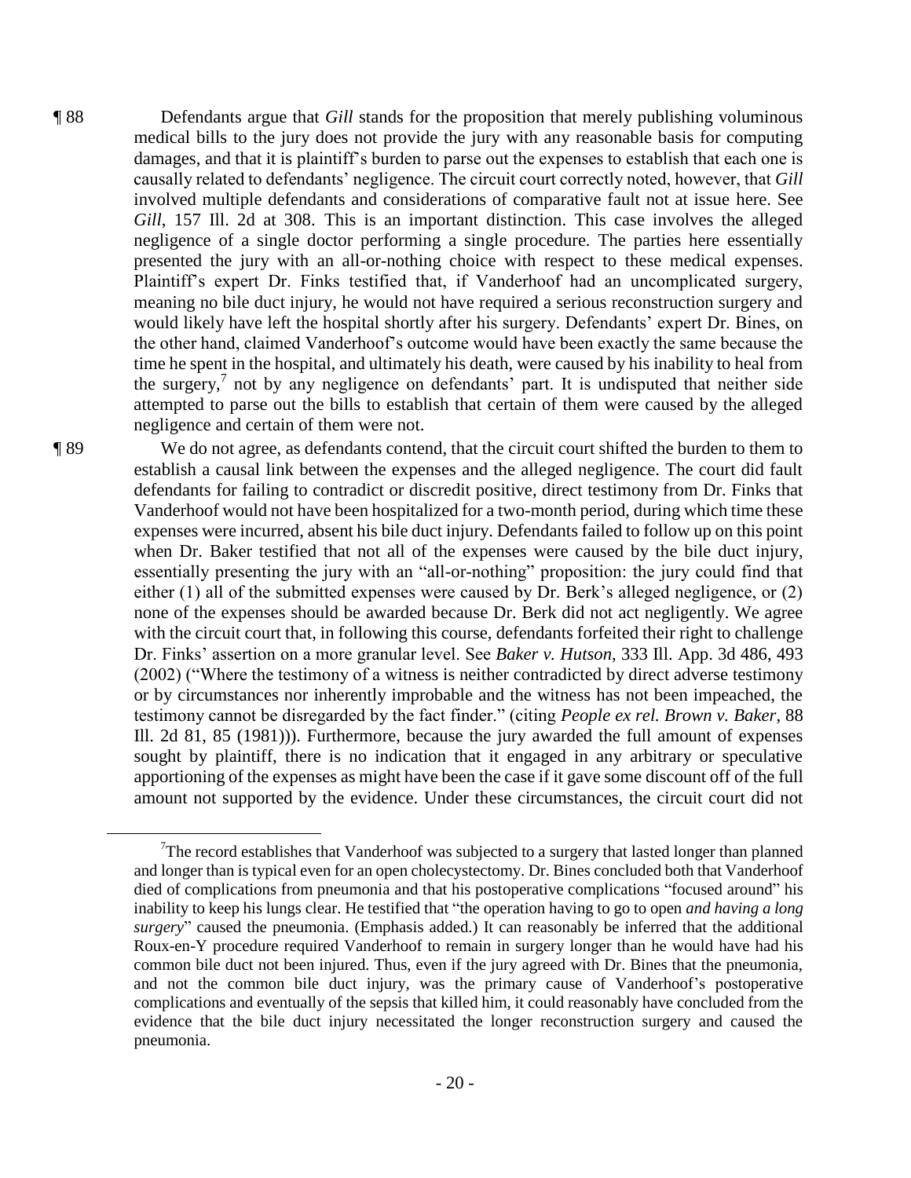¶ 88 Defendants argue that *Gill* stands for the proposition that merely publishing voluminous medical bills to the jury does not provide the jury with any reasonable basis for computing damages, and that it is plaintiff's burden to parse out the expenses to establish that each one is causally related to defendants' negligence. The circuit court correctly noted, however, that *Gill* involved multiple defendants and considerations of comparative fault not at issue here. See *Gill*, 157 Ill. 2d at 308. This is an important distinction. This case involves the alleged negligence of a single doctor performing a single procedure. The parties here essentially presented the jury with an all-or-nothing choice with respect to these medical expenses. Plaintiff's expert Dr. Finks testified that, if Vanderhoof had an uncomplicated surgery, meaning no bile duct injury, he would not have required a serious reconstruction surgery and would likely have left the hospital shortly after his surgery. Defendants' expert Dr. Bines, on the other hand, claimed Vanderhoof's outcome would have been exactly the same because the time he spent in the hospital, and ultimately his death, were caused by his inability to heal from the surgery,[7] not by any negligence on defendants' part. It is undisputed that neither side attempted to parse out the bills to establish that certain of them were caused by the alleged negligence and certain of them were not.

¶ 89 We do not agree, as defendants contend, that the circuit court shifted the burden to them to establish a causal link between the expenses and the alleged negligence. The court did fault defendants for failing to contradict or discredit positive, direct testimony from Dr. Finks that Vanderhoof would not have been hospitalized for a two-month period, during which time these expenses were incurred, absent his bile duct injury. Defendants failed to follow up on this point when Dr. Baker testified that not all of the expenses were caused by the bile duct injury, essentially presenting the jury with an "all-or-nothing" proposition: the jury could find that either (1) all of the submitted expenses were caused by Dr. Berk's alleged negligence, or (2) none of the expenses should be awarded because Dr. Berk did not act negligently. We agree with the circuit court that, in following this course, defendants forfeited their right to challenge Dr. Finks' assertion on a more granular level. See *Baker v. Hutson*, 333 Ill. App. 3d 486, 493 (2002) ("Where the testimony of a witness is neither contradicted by direct adverse testimony or by circumstances nor inherently improbable and the witness has not been impeached, the testimony cannot be disregarded by the fact finder." (citing *People ex rel. Brown v. Baker*, 88 Ill. 2d 81, 85 (1981))). Furthermore, because the jury awarded the full amount of expenses sought by plaintiff, there is no indication that it engaged in any arbitrary or speculative apportioning of the expenses as might have been the case if it gave some discount off of the full amount not supported by the evidence. Under these circumstances, the circuit court did not

---

[7]The record establishes that Vanderhoof was subjected to a surgery that lasted longer than planned and longer than is typical even for an open cholecystectomy. Dr. Bines concluded both that Vanderhoof died of complications from pneumonia and that his postoperative complications "focused around" his inability to keep his lungs clear. He testified that "the operation having to go to open *and having a long surgery*" caused the pneumonia. (Emphasis added.) It can reasonably be inferred that the additional Roux-en-Y procedure required Vanderhoof to remain in surgery longer than he would have had his common bile duct not been injured. Thus, even if the jury agreed with Dr. Bines that the pneumonia, and not the common bile duct injury, was the primary cause of Vanderhoof's postoperative complications and eventually of the sepsis that killed him, it could reasonably have concluded from the evidence that the bile duct injury necessitated the longer reconstruction surgery and caused the pneumonia.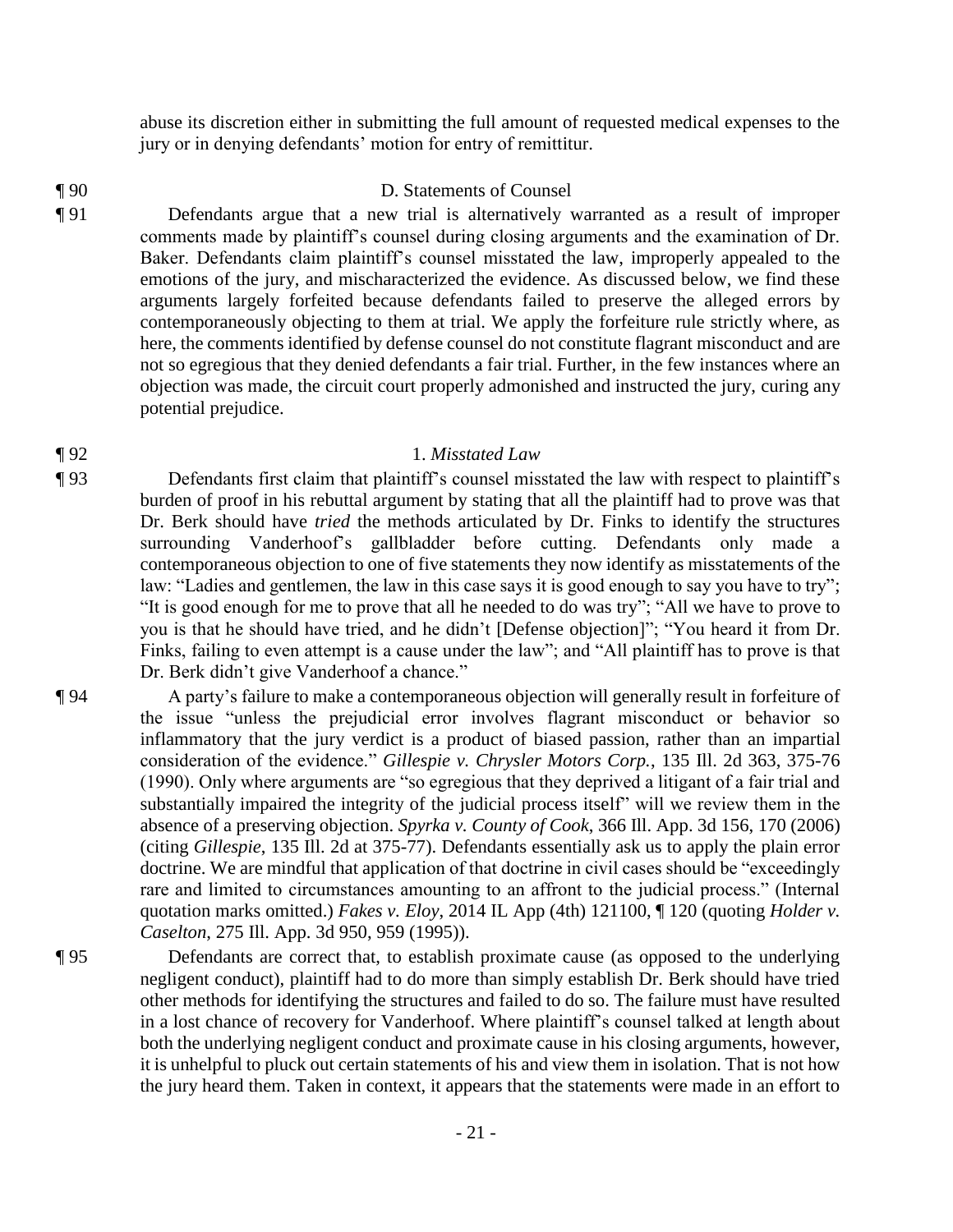abuse its discretion either in submitting the full amount of requested medical expenses to the jury or in denying defendants' motion for entry of remittitur.

¶ 90 D. Statements of Counsel

¶ 91 Defendants argue that a new trial is alternatively warranted as a result of improper comments made by plaintiff's counsel during closing arguments and the examination of Dr. Baker. Defendants claim plaintiff's counsel misstated the law, improperly appealed to the emotions of the jury, and mischaracterized the evidence. As discussed below, we find these arguments largely forfeited because defendants failed to preserve the alleged errors by contemporaneously objecting to them at trial. We apply the forfeiture rule strictly where, as here, the comments identified by defense counsel do not constitute flagrant misconduct and are not so egregious that they denied defendants a fair trial. Further, in the few instances where an objection was made, the circuit court properly admonished and instructed the jury, curing any potential prejudice.

¶ 92 1. *Misstated Law*

¶ 93 Defendants first claim that plaintiff's counsel misstated the law with respect to plaintiff's burden of proof in his rebuttal argument by stating that all the plaintiff had to prove was that Dr. Berk should have *tried* the methods articulated by Dr. Finks to identify the structures surrounding Vanderhoof's gallbladder before cutting. Defendants only made a contemporaneous objection to one of five statements they now identify as misstatements of the law: "Ladies and gentlemen, the law in this case says it is good enough to say you have to try"; "It is good enough for me to prove that all he needed to do was try"; "All we have to prove to you is that he should have tried, and he didn't [Defense objection]"; "You heard it from Dr. Finks, failing to even attempt is a cause under the law"; and "All plaintiff has to prove is that Dr. Berk didn't give Vanderhoof a chance."

¶ 94 A party's failure to make a contemporaneous objection will generally result in forfeiture of the issue "unless the prejudicial error involves flagrant misconduct or behavior so inflammatory that the jury verdict is a product of biased passion, rather than an impartial consideration of the evidence." *Gillespie v. Chrysler Motors Corp.*, 135 Ill. 2d 363, 375-76 (1990). Only where arguments are "so egregious that they deprived a litigant of a fair trial and substantially impaired the integrity of the judicial process itself" will we review them in the absence of a preserving objection. *Spyrka v. County of Cook*, 366 Ill. App. 3d 156, 170 (2006) (citing *Gillespie*, 135 Ill. 2d at 375-77). Defendants essentially ask us to apply the plain error doctrine. We are mindful that application of that doctrine in civil cases should be "exceedingly rare and limited to circumstances amounting to an affront to the judicial process." (Internal quotation marks omitted.) *Fakes v. Eloy*, 2014 IL App (4th) 121100, ¶ 120 (quoting *Holder v. Caselton*, 275 Ill. App. 3d 950, 959 (1995)).

¶ 95 Defendants are correct that, to establish proximate cause (as opposed to the underlying negligent conduct), plaintiff had to do more than simply establish Dr. Berk should have tried other methods for identifying the structures and failed to do so. The failure must have resulted in a lost chance of recovery for Vanderhoof. Where plaintiff's counsel talked at length about both the underlying negligent conduct and proximate cause in his closing arguments, however, it is unhelpful to pluck out certain statements of his and view them in isolation. That is not how the jury heard them. Taken in context, it appears that the statements were made in an effort to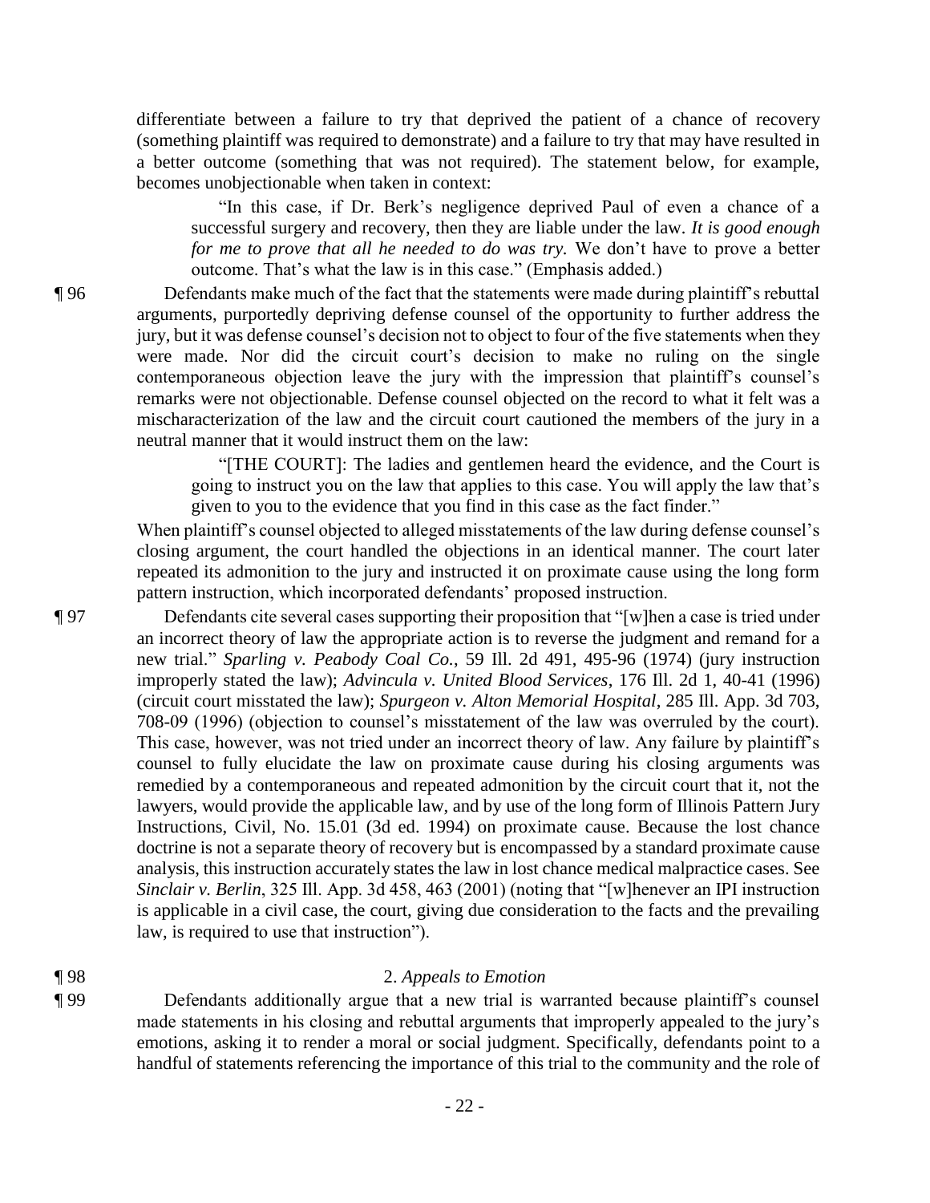differentiate between a failure to try that deprived the patient of a chance of recovery (something plaintiff was required to demonstrate) and a failure to try that may have resulted in a better outcome (something that was not required). The statement below, for example, becomes unobjectionable when taken in context:

> "In this case, if Dr. Berk's negligence deprived Paul of even a chance of a successful surgery and recovery, then they are liable under the law. *It is good enough for me to prove that all he needed to do was try.* We don't have to prove a better outcome. That's what the law is in this case." (Emphasis added.)

¶ 96 Defendants make much of the fact that the statements were made during plaintiff's rebuttal arguments, purportedly depriving defense counsel of the opportunity to further address the jury, but it was defense counsel's decision not to object to four of the five statements when they were made. Nor did the circuit court's decision to make no ruling on the single contemporaneous objection leave the jury with the impression that plaintiff's counsel's remarks were not objectionable. Defense counsel objected on the record to what it felt was a mischaracterization of the law and the circuit court cautioned the members of the jury in a neutral manner that it would instruct them on the law:

> "[THE COURT]: The ladies and gentlemen heard the evidence, and the Court is going to instruct you on the law that applies to this case. You will apply the law that's given to you to the evidence that you find in this case as the fact finder."

When plaintiff's counsel objected to alleged misstatements of the law during defense counsel's closing argument, the court handled the objections in an identical manner. The court later repeated its admonition to the jury and instructed it on proximate cause using the long form pattern instruction, which incorporated defendants' proposed instruction.

¶ 97 Defendants cite several cases supporting their proposition that "[w]hen a case is tried under an incorrect theory of law the appropriate action is to reverse the judgment and remand for a new trial." *Sparling v. Peabody Coal Co.*, 59 Ill. 2d 491, 495-96 (1974) (jury instruction improperly stated the law); *Advincula v. United Blood Services*, 176 Ill. 2d 1, 40-41 (1996) (circuit court misstated the law); *Spurgeon v. Alton Memorial Hospital*, 285 Ill. App. 3d 703, 708-09 (1996) (objection to counsel's misstatement of the law was overruled by the court). This case, however, was not tried under an incorrect theory of law. Any failure by plaintiff's counsel to fully elucidate the law on proximate cause during his closing arguments was remedied by a contemporaneous and repeated admonition by the circuit court that it, not the lawyers, would provide the applicable law, and by use of the long form of Illinois Pattern Jury Instructions, Civil, No. 15.01 (3d ed. 1994) on proximate cause. Because the lost chance doctrine is not a separate theory of recovery but is encompassed by a standard proximate cause analysis, this instruction accurately states the law in lost chance medical malpractice cases. See *Sinclair v. Berlin*, 325 Ill. App. 3d 458, 463 (2001) (noting that "[w]henever an IPI instruction is applicable in a civil case, the court, giving due consideration to the facts and the prevailing law, is required to use that instruction").

¶ 98 2. *Appeals to Emotion*

¶ 99 Defendants additionally argue that a new trial is warranted because plaintiff's counsel made statements in his closing and rebuttal arguments that improperly appealed to the jury's emotions, asking it to render a moral or social judgment. Specifically, defendants point to a handful of statements referencing the importance of this trial to the community and the role of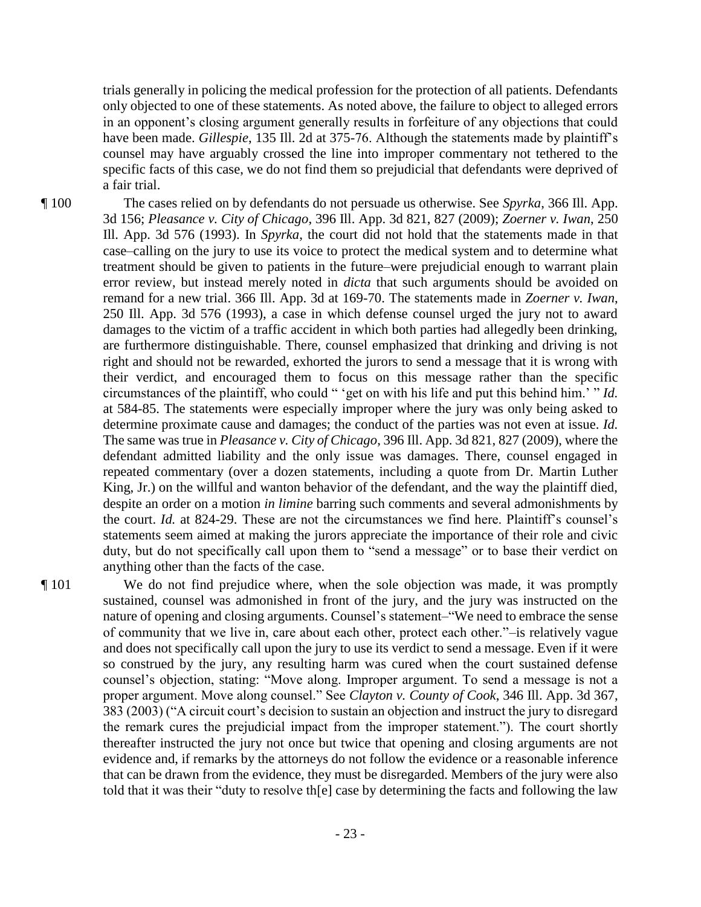trials generally in policing the medical profession for the protection of all patients. Defendants only objected to one of these statements. As noted above, the failure to object to alleged errors in an opponent's closing argument generally results in forfeiture of any objections that could have been made. *Gillespie*, 135 Ill. 2d at 375-76. Although the statements made by plaintiff's counsel may have arguably crossed the line into improper commentary not tethered to the specific facts of this case, we do not find them so prejudicial that defendants were deprived of a fair trial.

¶ 100 The cases relied on by defendants do not persuade us otherwise. See *Spyrka*, 366 Ill. App. 3d 156; *Pleasance v. City of Chicago*, 396 Ill. App. 3d 821, 827 (2009); *Zoerner v. Iwan*, 250 Ill. App. 3d 576 (1993). In *Spyrka*, the court did not hold that the statements made in that case–calling on the jury to use its voice to protect the medical system and to determine what treatment should be given to patients in the future–were prejudicial enough to warrant plain error review, but instead merely noted in *dicta* that such arguments should be avoided on remand for a new trial. 366 Ill. App. 3d at 169-70. The statements made in *Zoerner v. Iwan*, 250 Ill. App. 3d 576 (1993), a case in which defense counsel urged the jury not to award damages to the victim of a traffic accident in which both parties had allegedly been drinking, are furthermore distinguishable. There, counsel emphasized that drinking and driving is not right and should not be rewarded, exhorted the jurors to send a message that it is wrong with their verdict, and encouraged them to focus on this message rather than the specific circumstances of the plaintiff, who could " 'get on with his life and put this behind him.' " *Id.* at 584-85. The statements were especially improper where the jury was only being asked to determine proximate cause and damages; the conduct of the parties was not even at issue. *Id.* The same was true in *Pleasance v. City of Chicago*, 396 Ill. App. 3d 821, 827 (2009), where the defendant admitted liability and the only issue was damages. There, counsel engaged in repeated commentary (over a dozen statements, including a quote from Dr. Martin Luther King, Jr.) on the willful and wanton behavior of the defendant, and the way the plaintiff died, despite an order on a motion *in limine* barring such comments and several admonishments by the court. *Id.* at 824-29. These are not the circumstances we find here. Plaintiff's counsel's statements seem aimed at making the jurors appreciate the importance of their role and civic duty, but do not specifically call upon them to "send a message" or to base their verdict on anything other than the facts of the case.

¶ 101 We do not find prejudice where, when the sole objection was made, it was promptly sustained, counsel was admonished in front of the jury, and the jury was instructed on the nature of opening and closing arguments. Counsel's statement–"We need to embrace the sense of community that we live in, care about each other, protect each other."–is relatively vague and does not specifically call upon the jury to use its verdict to send a message. Even if it were so construed by the jury, any resulting harm was cured when the court sustained defense counsel's objection, stating: "Move along. Improper argument. To send a message is not a proper argument. Move along counsel." See *Clayton v. County of Cook*, 346 Ill. App. 3d 367, 383 (2003) ("A circuit court's decision to sustain an objection and instruct the jury to disregard the remark cures the prejudicial impact from the improper statement."). The court shortly thereafter instructed the jury not once but twice that opening and closing arguments are not evidence and, if remarks by the attorneys do not follow the evidence or a reasonable inference that can be drawn from the evidence, they must be disregarded. Members of the jury were also told that it was their "duty to resolve th[e] case by determining the facts and following the law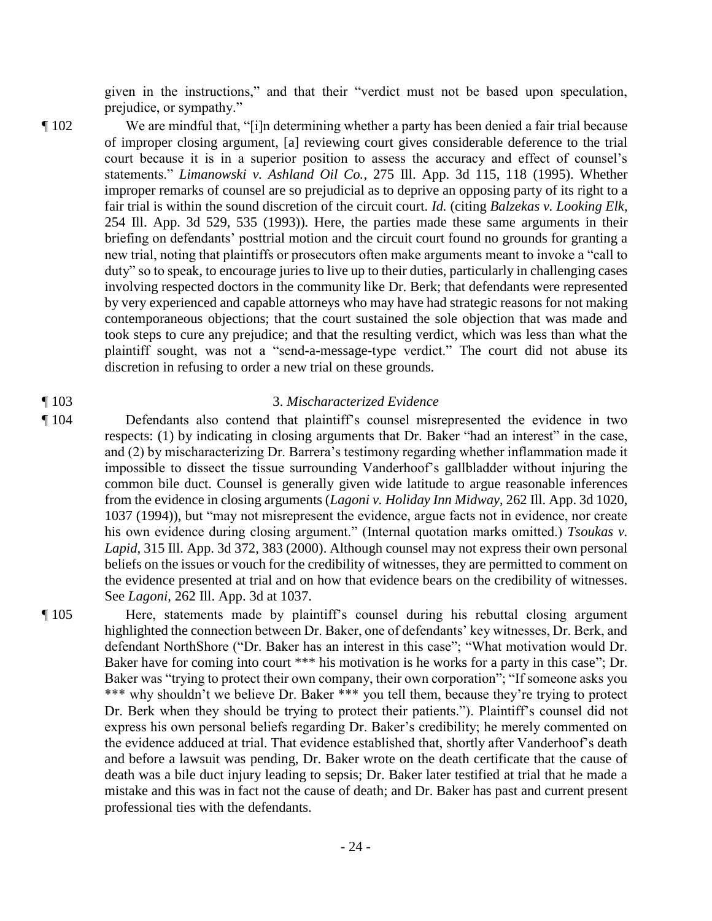given in the instructions," and that their "verdict must not be based upon speculation, prejudice, or sympathy."

¶ 102 We are mindful that, "[i]n determining whether a party has been denied a fair trial because of improper closing argument, [a] reviewing court gives considerable deference to the trial court because it is in a superior position to assess the accuracy and effect of counsel's statements." *Limanowski v. Ashland Oil Co.*, 275 Ill. App. 3d 115, 118 (1995). Whether improper remarks of counsel are so prejudicial as to deprive an opposing party of its right to a fair trial is within the sound discretion of the circuit court. *Id.* (citing *Balzekas v. Looking Elk*, 254 Ill. App. 3d 529, 535 (1993)). Here, the parties made these same arguments in their briefing on defendants' posttrial motion and the circuit court found no grounds for granting a new trial, noting that plaintiffs or prosecutors often make arguments meant to invoke a "call to duty" so to speak, to encourage juries to live up to their duties, particularly in challenging cases involving respected doctors in the community like Dr. Berk; that defendants were represented by very experienced and capable attorneys who may have had strategic reasons for not making contemporaneous objections; that the court sustained the sole objection that was made and took steps to cure any prejudice; and that the resulting verdict, which was less than what the plaintiff sought, was not a "send-a-message-type verdict." The court did not abuse its discretion in refusing to order a new trial on these grounds.

¶ 103 3. *Mischaracterized Evidence*

¶ 104 Defendants also contend that plaintiff's counsel misrepresented the evidence in two respects: (1) by indicating in closing arguments that Dr. Baker "had an interest" in the case, and (2) by mischaracterizing Dr. Barrera's testimony regarding whether inflammation made it impossible to dissect the tissue surrounding Vanderhoof's gallbladder without injuring the common bile duct. Counsel is generally given wide latitude to argue reasonable inferences from the evidence in closing arguments (*Lagoni v. Holiday Inn Midway*, 262 Ill. App. 3d 1020, 1037 (1994)), but "may not misrepresent the evidence, argue facts not in evidence, nor create his own evidence during closing argument." (Internal quotation marks omitted.) *Tsoukas v. Lapid*, 315 Ill. App. 3d 372, 383 (2000). Although counsel may not express their own personal beliefs on the issues or vouch for the credibility of witnesses, they are permitted to comment on the evidence presented at trial and on how that evidence bears on the credibility of witnesses. See *Lagoni*, 262 Ill. App. 3d at 1037.

¶ 105 Here, statements made by plaintiff's counsel during his rebuttal closing argument highlighted the connection between Dr. Baker, one of defendants' key witnesses, Dr. Berk, and defendant NorthShore ("Dr. Baker has an interest in this case"; "What motivation would Dr. Baker have for coming into court *** his motivation is he works for a party in this case"; Dr. Baker was "trying to protect their own company, their own corporation"; "If someone asks you *** why shouldn't we believe Dr. Baker *** you tell them, because they're trying to protect Dr. Berk when they should be trying to protect their patients."). Plaintiff's counsel did not express his own personal beliefs regarding Dr. Baker's credibility; he merely commented on the evidence adduced at trial. That evidence established that, shortly after Vanderhoof's death and before a lawsuit was pending, Dr. Baker wrote on the death certificate that the cause of death was a bile duct injury leading to sepsis; Dr. Baker later testified at trial that he made a mistake and this was in fact not the cause of death; and Dr. Baker has past and current present professional ties with the defendants.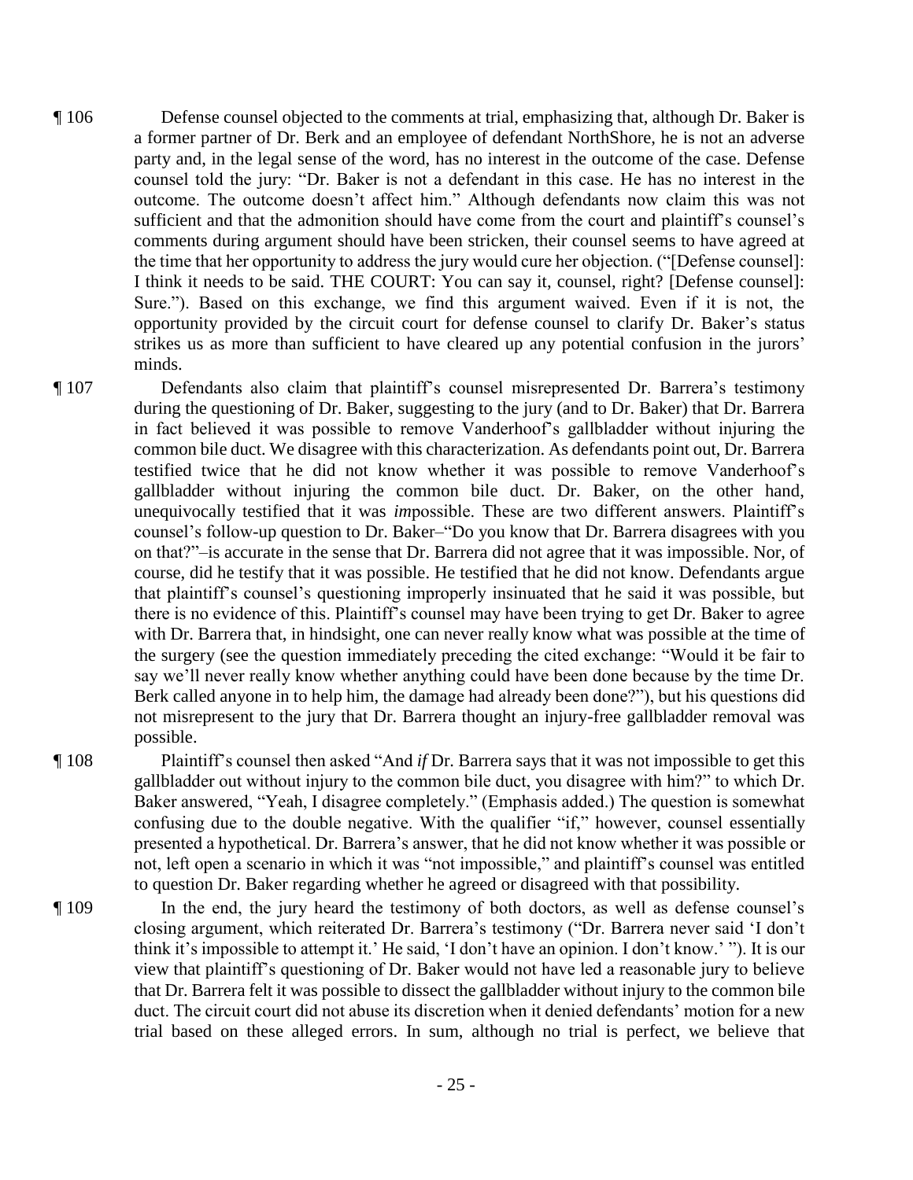¶ 106 Defense counsel objected to the comments at trial, emphasizing that, although Dr. Baker is a former partner of Dr. Berk and an employee of defendant NorthShore, he is not an adverse party and, in the legal sense of the word, has no interest in the outcome of the case. Defense counsel told the jury: "Dr. Baker is not a defendant in this case. He has no interest in the outcome. The outcome doesn't affect him." Although defendants now claim this was not sufficient and that the admonition should have come from the court and plaintiff's counsel's comments during argument should have been stricken, their counsel seems to have agreed at the time that her opportunity to address the jury would cure her objection. ("[Defense counsel]: I think it needs to be said. THE COURT: You can say it, counsel, right? [Defense counsel]: Sure."). Based on this exchange, we find this argument waived. Even if it is not, the opportunity provided by the circuit court for defense counsel to clarify Dr. Baker's status strikes us as more than sufficient to have cleared up any potential confusion in the jurors' minds.

¶ 107 Defendants also claim that plaintiff's counsel misrepresented Dr. Barrera's testimony during the questioning of Dr. Baker, suggesting to the jury (and to Dr. Baker) that Dr. Barrera in fact believed it was possible to remove Vanderhoof's gallbladder without injuring the common bile duct. We disagree with this characterization. As defendants point out, Dr. Barrera testified twice that he did not know whether it was possible to remove Vanderhoof's gallbladder without injuring the common bile duct. Dr. Baker, on the other hand, unequivocally testified that it was *im*possible. These are two different answers. Plaintiff's counsel's follow-up question to Dr. Baker–"Do you know that Dr. Barrera disagrees with you on that?"–is accurate in the sense that Dr. Barrera did not agree that it was impossible. Nor, of course, did he testify that it was possible. He testified that he did not know. Defendants argue that plaintiff's counsel's questioning improperly insinuated that he said it was possible, but there is no evidence of this. Plaintiff's counsel may have been trying to get Dr. Baker to agree with Dr. Barrera that, in hindsight, one can never really know what was possible at the time of the surgery (see the question immediately preceding the cited exchange: "Would it be fair to say we'll never really know whether anything could have been done because by the time Dr. Berk called anyone in to help him, the damage had already been done?"), but his questions did not misrepresent to the jury that Dr. Barrera thought an injury-free gallbladder removal was possible.

¶ 108 Plaintiff's counsel then asked "And *if* Dr. Barrera says that it was not impossible to get this gallbladder out without injury to the common bile duct, you disagree with him?" to which Dr. Baker answered, "Yeah, I disagree completely." (Emphasis added.) The question is somewhat confusing due to the double negative. With the qualifier "if," however, counsel essentially presented a hypothetical. Dr. Barrera's answer, that he did not know whether it was possible or not, left open a scenario in which it was "not impossible," and plaintiff's counsel was entitled to question Dr. Baker regarding whether he agreed or disagreed with that possibility.

¶ 109 In the end, the jury heard the testimony of both doctors, as well as defense counsel's closing argument, which reiterated Dr. Barrera's testimony ("Dr. Barrera never said 'I don't think it's impossible to attempt it.' He said, 'I don't have an opinion. I don't know.' "). It is our view that plaintiff's questioning of Dr. Baker would not have led a reasonable jury to believe that Dr. Barrera felt it was possible to dissect the gallbladder without injury to the common bile duct. The circuit court did not abuse its discretion when it denied defendants' motion for a new trial based on these alleged errors. In sum, although no trial is perfect, we believe that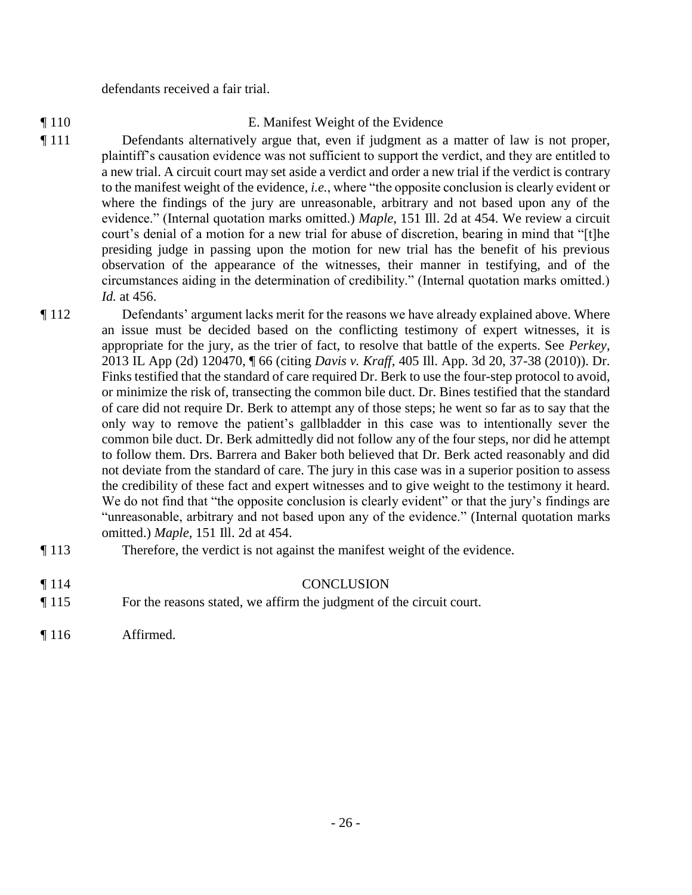defendants received a fair trial.

¶ 110 E. Manifest Weight of the Evidence

¶ 111 Defendants alternatively argue that, even if judgment as a matter of law is not proper, plaintiff's causation evidence was not sufficient to support the verdict, and they are entitled to a new trial. A circuit court may set aside a verdict and order a new trial if the verdict is contrary to the manifest weight of the evidence, *i.e.*, where "the opposite conclusion is clearly evident or where the findings of the jury are unreasonable, arbitrary and not based upon any of the evidence." (Internal quotation marks omitted.) *Maple*, 151 Ill. 2d at 454. We review a circuit court's denial of a motion for a new trial for abuse of discretion, bearing in mind that "[t]he presiding judge in passing upon the motion for new trial has the benefit of his previous observation of the appearance of the witnesses, their manner in testifying, and of the circumstances aiding in the determination of credibility." (Internal quotation marks omitted.) *Id.* at 456.

¶ 112 Defendants' argument lacks merit for the reasons we have already explained above. Where an issue must be decided based on the conflicting testimony of expert witnesses, it is appropriate for the jury, as the trier of fact, to resolve that battle of the experts. See *Perkey*, 2013 IL App (2d) 120470, ¶ 66 (citing *Davis v. Kraff*, 405 Ill. App. 3d 20, 37-38 (2010)). Dr. Finks testified that the standard of care required Dr. Berk to use the four-step protocol to avoid, or minimize the risk of, transecting the common bile duct. Dr. Bines testified that the standard of care did not require Dr. Berk to attempt any of those steps; he went so far as to say that the only way to remove the patient's gallbladder in this case was to intentionally sever the common bile duct. Dr. Berk admittedly did not follow any of the four steps, nor did he attempt to follow them. Drs. Barrera and Baker both believed that Dr. Berk acted reasonably and did not deviate from the standard of care. The jury in this case was in a superior position to assess the credibility of these fact and expert witnesses and to give weight to the testimony it heard. We do not find that "the opposite conclusion is clearly evident" or that the jury's findings are "unreasonable, arbitrary and not based upon any of the evidence." (Internal quotation marks omitted.) *Maple*, 151 Ill. 2d at 454.

¶ 113 Therefore, the verdict is not against the manifest weight of the evidence.

¶ 114 CONCLUSION

¶ 115 For the reasons stated, we affirm the judgment of the circuit court.

¶ 116 Affirmed.